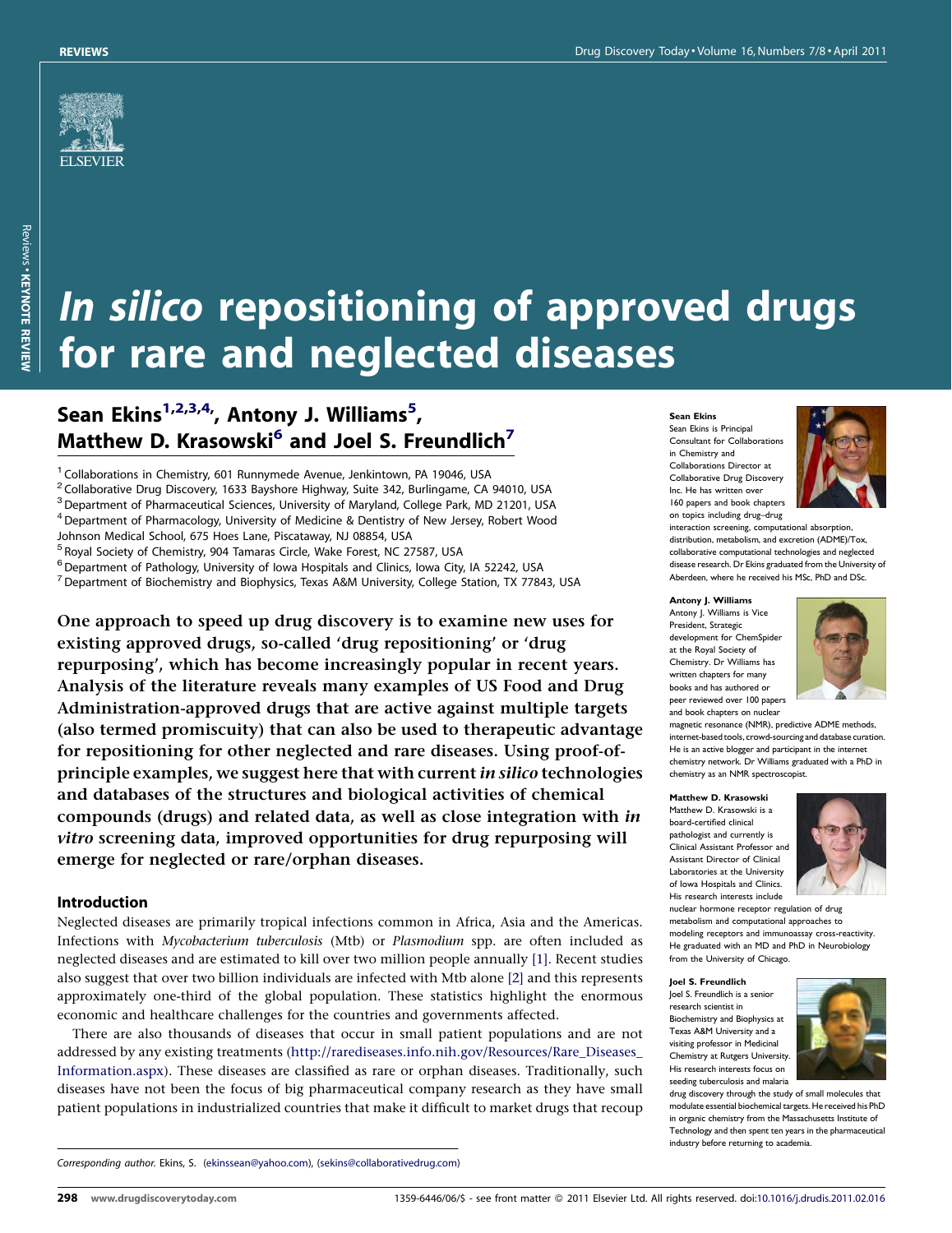# *In silico* repositioning of approved drugs for rare and neglected diseases

**Sean Ekins[1,2,3,4], Antony J. Williams[5], Matthew D. Krasowski[6] and Joel S. Freundlich[7]**

[1] Collaborations in Chemistry, 601 Runnymede Avenue, Jenkintown, PA 19046, USA
[2] Collaborative Drug Discovery, 1633 Bayshore Highway, Suite 342, Burlingame, CA 94010, USA
[3] Department of Pharmaceutical Sciences, University of Maryland, College Park, MD 21201, USA
[4] Department of Pharmacology, University of Medicine & Dentistry of New Jersey, Robert Wood Johnson Medical School, 675 Hoes Lane, Piscataway, NJ 08854, USA
[5] Royal Society of Chemistry, 904 Tamaras Circle, Wake Forest, NC 27587, USA
[6] Department of Pathology, University of Iowa Hospitals and Clinics, Iowa City, IA 52242, USA
[7] Department of Biochemistry and Biophysics, Texas A&M University, College Station, TX 77843, USA

**One approach to speed up drug discovery is to examine new uses for existing approved drugs, so-called 'drug repositioning' or 'drug repurposing', which has become increasingly popular in recent years. Analysis of the literature reveals many examples of US Food and Drug Administration-approved drugs that are active against multiple targets (also termed promiscuity) that can also be used to therapeutic advantage for repositioning for other neglected and rare diseases. Using proof-of-principle examples, we suggest here that with current *in silico* technologies and databases of the structures and biological activities of chemical compounds (drugs) and related data, as well as close integration with *in vitro* screening data, improved opportunities for drug repurposing will emerge for neglected or rare/orphan diseases.**

## Introduction

Neglected diseases are primarily tropical infections common in Africa, Asia and the Americas. Infections with *Mycobacterium tuberculosis* (Mtb) or *Plasmodium* spp. are often included as neglected diseases and are estimated to kill over two million people annually [1]. Recent studies also suggest that over two billion individuals are infected with Mtb alone [2] and this represents approximately one-third of the global population. These statistics highlight the enormous economic and healthcare challenges for the countries and governments affected.

There are also thousands of diseases that occur in small patient populations and are not addressed by any existing treatments (http://rarediseases.info.nih.gov/Resources/Rare_Diseases_Information.aspx). These diseases are classified as rare or orphan diseases. Traditionally, such diseases have not been the focus of big pharmaceutical company research as they have small patient populations in industrialized countries that make it difficult to market drugs that recoup

**Sean Ekins**
Sean Ekins is Principal Consultant for Collaborations in Chemistry and Collaborations Director at Collaborative Drug Discovery Inc. He has written over 160 papers and book chapters on topics including drug–drug interaction screening, computational absorption, distribution, metabolism, and excretion (ADME)/Tox, collaborative computational technologies and neglected disease research. Dr Ekins graduated from the University of Aberdeen, where he received his MSc, PhD and DSc.

**Antony J. Williams**
Antony J. Williams is Vice President, Strategic development for ChemSpider at the Royal Society of Chemistry. Dr Williams has written chapters for many books and has authored or peer reviewed over 100 papers and book chapters on nuclear magnetic resonance (NMR), predictive ADME methods, internet-based tools, crowd-sourcing and database curation. He is an active blogger and participant in the internet chemistry network. Dr Williams graduated with a PhD in chemistry as an NMR spectroscopist.

**Matthew D. Krasowski**
Matthew D. Krasowski is a board-certified clinical pathologist and currently is Clinical Assistant Professor and Assistant Director of Clinical Laboratories at the University of Iowa Hospitals and Clinics. His research interests include nuclear hormone receptor regulation of drug metabolism and computational approaches to modeling receptors and immunoassay cross-reactivity. He graduated with an MD and PhD in Neurobiology from the University of Chicago.

**Joel S. Freundlich**
Joel S. Freundlich is a senior research scientist in Biochemistry and Biophysics at Texas A&M University and a visiting professor in Medicinal Chemistry at Rutgers University. His research interests focus on seeding tuberculosis and malaria drug discovery through the study of small molecules that modulate essential biochemical targets. He received his PhD in organic chemistry from the Massachusetts Institute of Technology and then spent ten years in the pharmaceutical industry before returning to academia.

*Corresponding author.* Ekins, S. (ekinssean@yahoo.com), (sekins@collaborativedrug.com)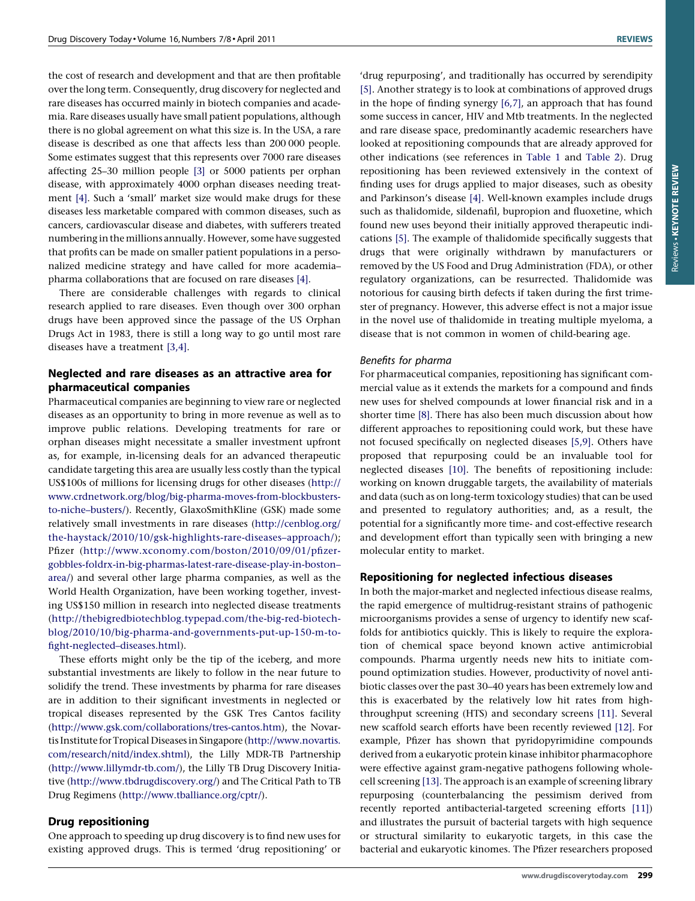the cost of research and development and that are then profitable over the long term. Consequently, drug discovery for neglected and rare diseases has occurred mainly in biotech companies and academia. Rare diseases usually have small patient populations, although there is no global agreement on what this size is. In the USA, a rare disease is described as one that affects less than 200 000 people. Some estimates suggest that this represents over 7000 rare diseases affecting 25–30 million people [3] or 5000 patients per orphan disease, with approximately 4000 orphan diseases needing treatment [4]. Such a 'small' market size would make drugs for these diseases less marketable compared with common diseases, such as cancers, cardiovascular disease and diabetes, with sufferers treated numbering in the millions annually. However, some have suggested that profits can be made on smaller patient populations in a personalized medicine strategy and have called for more academia–pharma collaborations that are focused on rare diseases [4].

There are considerable challenges with regards to clinical research applied to rare diseases. Even though over 300 orphan drugs have been approved since the passage of the US Orphan Drugs Act in 1983, there is still a long way to go until most rare diseases have a treatment [3,4].

## Neglected and rare diseases as an attractive area for pharmaceutical companies

Pharmaceutical companies are beginning to view rare or neglected diseases as an opportunity to bring in more revenue as well as to improve public relations. Developing treatments for rare or orphan diseases might necessitate a smaller investment upfront as, for example, in-licensing deals for an advanced therapeutic candidate targeting this area are usually less costly than the typical US$100s of millions for licensing drugs for other diseases (http://www.crdnetwork.org/blog/big-pharma-moves-from-blockbusters-to-niche–busters/). Recently, GlaxoSmithKline (GSK) made some relatively small investments in rare diseases (http://cenblog.org/the-haystack/2010/10/gsk-highlights-rare-diseases–approach/); Pfizer (http://www.xconomy.com/boston/2010/09/01/pfizer-gobbles-foldrx-in-big-pharmas-latest-rare-disease-play-in-boston–area/) and several other large pharma companies, as well as the World Health Organization, have been working together, investing US$150 million in research into neglected disease treatments (http://thebigredbiotechblog.typepad.com/the-big-red-biotech-blog/2010/10/big-pharma-and-governments-put-up-150-m-to-fight-neglected–diseases.html).

These efforts might only be the tip of the iceberg, and more substantial investments are likely to follow in the near future to solidify the trend. These investments by pharma for rare diseases are in addition to their significant investments in neglected or tropical diseases represented by the GSK Tres Cantos facility (http://www.gsk.com/collaborations/tres-cantos.htm), the Novartis Institute for Tropical Diseases in Singapore (http://www.novartis.com/research/nitd/index.shtml), the Lilly MDR-TB Partnership (http://www.lillymdr-tb.com/), the Lilly TB Drug Discovery Initiative (http://www.tbdrugdiscovery.org/) and The Critical Path to TB Drug Regimens (http://www.tballiance.org/cptr/).

## Drug repositioning

One approach to speeding up drug discovery is to find new uses for existing approved drugs. This is termed 'drug repositioning' or 'drug repurposing', and traditionally has occurred by serendipity [5]. Another strategy is to look at combinations of approved drugs in the hope of finding synergy [6,7], an approach that has found some success in cancer, HIV and Mtb treatments. In the neglected and rare disease space, predominantly academic researchers have looked at repositioning compounds that are already approved for other indications (see references in Table 1 and Table 2). Drug repositioning has been reviewed extensively in the context of finding uses for drugs applied to major diseases, such as obesity and Parkinson's disease [4]. Well-known examples include drugs such as thalidomide, sildenafil, bupropion and fluoxetine, which found new uses beyond their initially approved therapeutic indications [5]. The example of thalidomide specifically suggests that drugs that were originally withdrawn by manufacturers or removed by the US Food and Drug Administration (FDA), or other regulatory organizations, can be resurrected. Thalidomide was notorious for causing birth defects if taken during the first trimester of pregnancy. However, this adverse effect is not a major issue in the novel use of thalidomide in treating multiple myeloma, a disease that is not common in women of child-bearing age.

### *Benefits for pharma*

For pharmaceutical companies, repositioning has significant commercial value as it extends the markets for a compound and finds new uses for shelved compounds at lower financial risk and in a shorter time [8]. There has also been much discussion about how different approaches to repositioning could work, but these have not focused specifically on neglected diseases [5,9]. Others have proposed that repurposing could be an invaluable tool for neglected diseases [10]. The benefits of repositioning include: working on known druggable targets, the availability of materials and data (such as on long-term toxicology studies) that can be used and presented to regulatory authorities; and, as a result, the potential for a significantly more time- and cost-effective research and development effort than typically seen with bringing a new molecular entity to market.

## Repositioning for neglected infectious diseases

In both the major-market and neglected infectious disease realms, the rapid emergence of multidrug-resistant strains of pathogenic microorganisms provides a sense of urgency to identify new scaffolds for antibiotics quickly. This is likely to require the exploration of chemical space beyond known active antimicrobial compounds. Pharma urgently needs new hits to initiate compound optimization studies. However, productivity of novel antibiotic classes over the past 30–40 years has been extremely low and this is exacerbated by the relatively low hit rates from high-throughput screening (HTS) and secondary screens [11]. Several new scaffold search efforts have been recently reviewed [12]. For example, Pfizer has shown that pyridopyrimidine compounds derived from a eukaryotic protein kinase inhibitor pharmacophore were effective against gram-negative pathogens following whole-cell screening [13]. The approach is an example of screening library repurposing (counterbalancing the pessimism derived from recently reported antibacterial-targeted screening efforts [11]) and illustrates the pursuit of bacterial targets with high sequence or structural similarity to eukaryotic targets, in this case the bacterial and eukaryotic kinomes. The Pfizer researchers proposed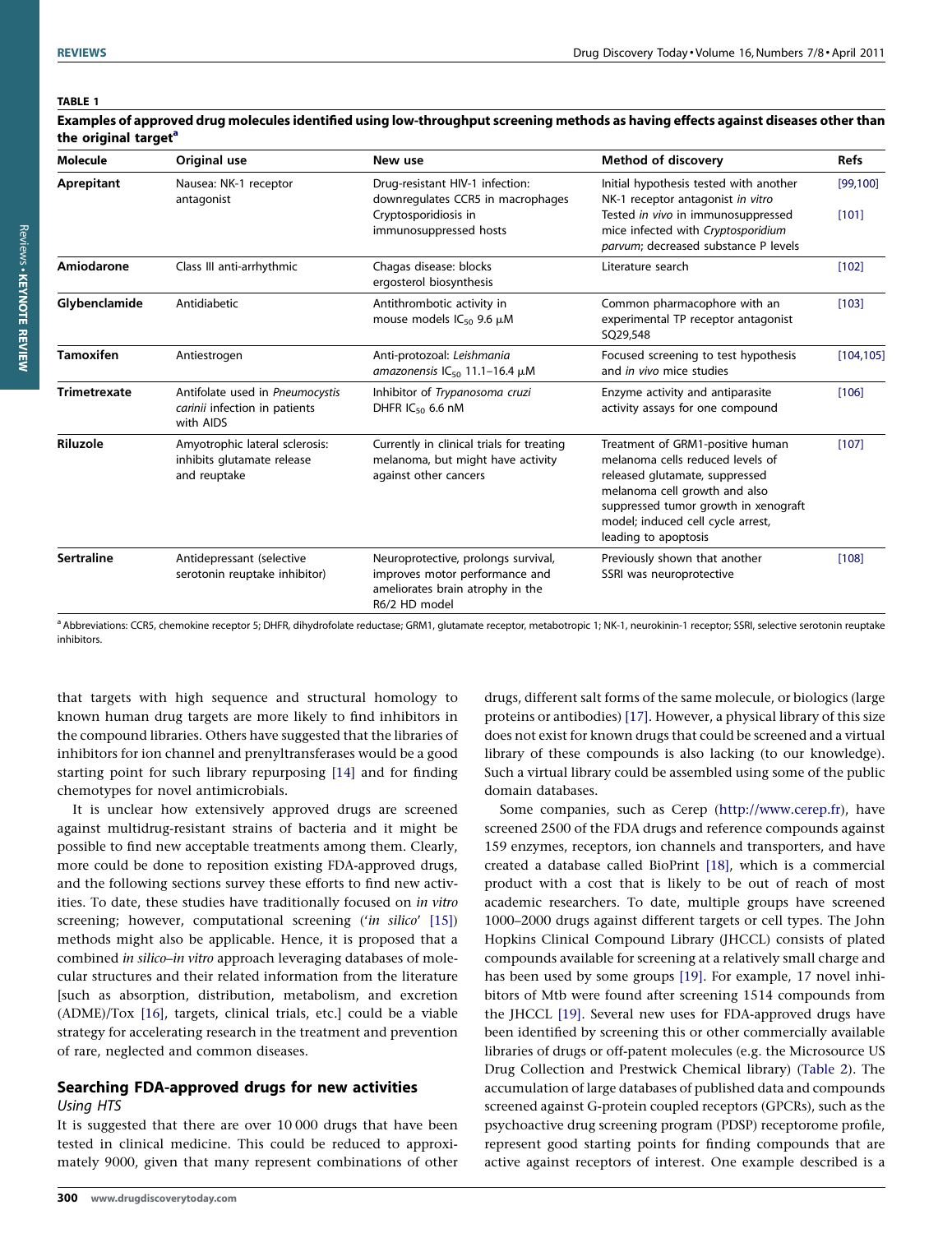**TABLE 1**

**Examples of approved drug molecules identified using low-throughput screening methods as having effects against diseases other than the original target[a]**

| Molecule | Original use | New use | Method of discovery | Refs |
|---|---|---|---|---|
| **Aprepitant** | Nausea: NK-1 receptor antagonist | Drug-resistant HIV-1 infection: downregulates CCR5 in macrophages | Initial hypothesis tested with another NK-1 receptor antagonist *in vitro* | [99,100] |
| | | Cryptosporidiosis in immunosuppressed hosts | Tested *in vivo* in immunosuppressed mice infected with *Cryptosporidium parvum*; decreased substance P levels | [101] |
| **Amiodarone** | Class III anti-arrhythmic | Chagas disease: blocks ergosterol biosynthesis | Literature search | [102] |
| **Glybenclamide** | Antidiabetic | Antithrombotic activity in mouse models $IC_{50}$ 9.6 μM | Common pharmacophore with an experimental TP receptor antagonist SQ29,548 | [103] |
| **Tamoxifen** | Antiestrogen | Anti-protozoal: *Leishmania amazonensis* $IC_{50}$ 11.1–16.4 μM | Focused screening to test hypothesis and *in vivo* mice studies | [104,105] |
| **Trimetrexate** | Antifolate used in *Pneumocystis carinii* infection in patients with AIDS | Inhibitor of *Trypanosoma cruzi* DHFR $IC_{50}$ 6.6 nM | Enzyme activity and antiparasite activity assays for one compound | [106] |
| **Riluzole** | Amyotrophic lateral sclerosis: inhibits glutamate release and reuptake | Currently in clinical trials for treating melanoma, but might have activity against other cancers | Treatment of GRM1-positive human melanoma cells reduced levels of released glutamate, suppressed melanoma cell growth and also suppressed tumor growth in xenograft model; induced cell cycle arrest, leading to apoptosis | [107] |
| **Sertraline** | Antidepressant (selective serotonin reuptake inhibitor) | Neuroprotective, prolongs survival, improves motor performance and ameliorates brain atrophy in the R6/2 HD model | Previously shown that another SSRI was neuroprotective | [108] |

[a] Abbreviations: CCR5, chemokine receptor 5; DHFR, dihydrofolate reductase; GRM1, glutamate receptor, metabotropic 1; NK-1, neurokinin-1 receptor; SSRI, selective serotonin reuptake inhibitors.

that targets with high sequence and structural homology to known human drug targets are more likely to find inhibitors in the compound libraries. Others have suggested that the libraries of inhibitors for ion channel and prenyltransferases would be a good starting point for such library repurposing [14] and for finding chemotypes for novel antimicrobials.

It is unclear how extensively approved drugs are screened against multidrug-resistant strains of bacteria and it might be possible to find new acceptable treatments among them. Clearly, more could be done to reposition existing FDA-approved drugs, and the following sections survey these efforts to find new activities. To date, these studies have traditionally focused on *in vitro* screening; however, computational screening ('*in silico*' [15]) methods might also be applicable. Hence, it is proposed that a combined *in silico*–*in vitro* approach leveraging databases of molecular structures and their related information from the literature [such as absorption, distribution, metabolism, and excretion (ADME)/Tox [16], targets, clinical trials, etc.] could be a viable strategy for accelerating research in the treatment and prevention of rare, neglected and common diseases.

## Searching FDA-approved drugs for new activities

### *Using HTS*

It is suggested that there are over 10 000 drugs that have been tested in clinical medicine. This could be reduced to approximately 9000, given that many represent combinations of other drugs, different salt forms of the same molecule, or biologics (large proteins or antibodies) [17]. However, a physical library of this size does not exist for known drugs that could be screened and a virtual library of these compounds is also lacking (to our knowledge). Such a virtual library could be assembled using some of the public domain databases.

Some companies, such as Cerep (http://www.cerep.fr), have screened 2500 of the FDA drugs and reference compounds against 159 enzymes, receptors, ion channels and transporters, and have created a database called BioPrint [18], which is a commercial product with a cost that is likely to be out of reach of most academic researchers. To date, multiple groups have screened 1000–2000 drugs against different targets or cell types. The John Hopkins Clinical Compound Library (JHCCL) consists of plated compounds available for screening at a relatively small charge and has been used by some groups [19]. For example, 17 novel inhibitors of Mtb were found after screening 1514 compounds from the JHCCL [19]. Several new uses for FDA-approved drugs have been identified by screening this or other commercially available libraries of drugs or off-patent molecules (e.g. the Microsource US Drug Collection and Prestwick Chemical library) (Table 2). The accumulation of large databases of published data and compounds screened against G-protein coupled receptors (GPCRs), such as the psychoactive drug screening program (PDSP) receptorome profile, represent good starting points for finding compounds that are active against receptors of interest. One example described is a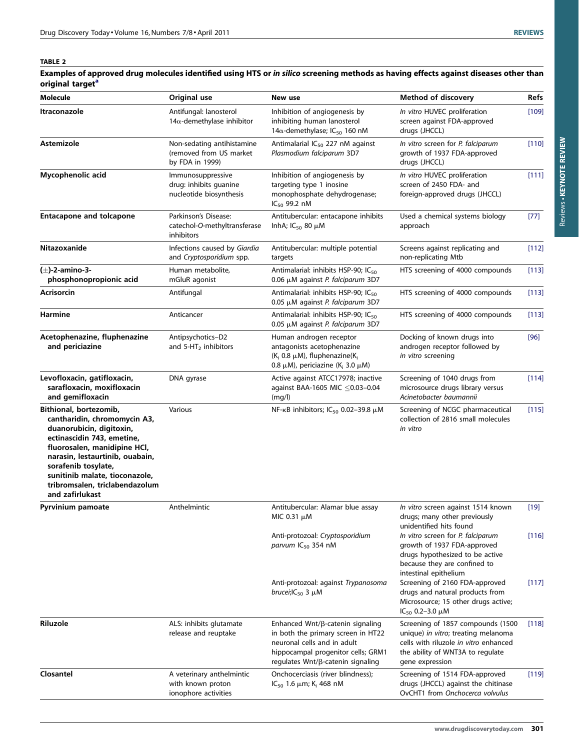**TABLE 2**

**Examples of approved drug molecules identified using HTS or *in silico* screening methods as having effects against diseases other than original target**[a]

| Molecule | Original use | New use | Method of discovery | Refs |
|---|---|---|---|---|
| **Itraconazole** | Antifungal: lanosterol 14α-demethylase inhibitor | Inhibition of angiogenesis by inhibiting human lanosterol 14α-demethylase; $IC_{50}$ 160 nM | *In vitro* HUVEC proliferation screen against FDA-approved drugs (JHCCL) | [109] |
| **Astemizole** | Non-sedating antihistamine (removed from US market by FDA in 1999) | Antimalarial $IC_{50}$ 227 nM against *Plasmodium falciparum* 3D7 | *In vitro* screen for *P. falciparum* growth of 1937 FDA-approved drugs (JHCCL) | [110] |
| **Mycophenolic acid** | Immunosuppressive drug: inhibits guanine nucleotide biosynthesis | Inhibition of angiogenesis by targeting type 1 inosine monophosphate dehydrogenase; $IC_{50}$ 99.2 nM | *In vitro* HUVEC proliferation screen of 2450 FDA- and foreign-approved drugs (JHCCL) | [111] |
| **Entacapone and tolcapone** | Parkinson's Disease: catechol-*O*-methyltransferase inhibitors | Antitubercular: entacapone inhibits InhA; $IC_{50}$ 80 μM | Used a chemical systems biology approach | [77] |
| **Nitazoxanide** | Infections caused by *Giardia* and *Cryptosporidium* spp. | Antitubercular: multiple potential targets | Screens against replicating and non-replicating Mtb | [112] |
| **(±)-2-amino-3-phosphonopropionic acid** | Human metabolite, mGluR agonist | Antimalarial: inhibits HSP-90; $IC_{50}$ 0.06 μM against *P. falciparum* 3D7 | HTS screening of 4000 compounds | [113] |
| **Acrisorcin** | Antifungal | Antimalarial: inhibits HSP-90; $IC_{50}$ 0.05 μM against *P. falciparum* 3D7 | HTS screening of 4000 compounds | [113] |
| **Harmine** | Anticancer | Antimalarial: inhibits HSP-90; $IC_{50}$ 0.05 μM against *P. falciparum* 3D7 | HTS screening of 4000 compounds | [113] |
| **Acetophenazine, fluphenazine and periciazine** | Antipsychotics–D2 and 5-$HT_2$ inhibitors | Human androgen receptor antagonists acetophenazine ($K_i$ 0.8 μM), fluphenazine($K_i$ 0.8 μM), periciazine ($K_i$ 3.0 μM) | Docking of known drugs into androgen receptor followed by *in vitro* screening | [96] |
| **Levofloxacin, gatifloxacin, sarafloxacin, moxifloxacin and gemifloxacin** | DNA gyrase | Active against ATCC17978; inactive against BAA-1605 MIC ≤0.03–0.04 (mg/l) | Screening of 1040 drugs from microsource drugs library versus *Acinetobacter baumannii* | [114] |
| **Bithional, bortezomib, cantharidin, chromomycin A3, duanorubicin, digitoxin, ectinascidin 743, emetine, fluorosalen, manidipine HCl, narasin, lestaurtinib, ouabain, sorafenib tosylate, sunitinib malate, tioconazole, tribromsalen, triclabendazolum and zafirlukast** | Various | NF-κB inhibitors; $IC_{50}$ 0.02–39.8 μM | Screening of NCGC pharmaceutical collection of 2816 small molecules *in vitro* | [115] |
| **Pyrvinium pamoate** | Anthelmintic | Antitubercular: Alamar blue assay MIC 0.31 μM | *In vitro* screen against 1514 known drugs; many other previously unidentified hits found | [19] |
| | | Anti-protozoal: *Cryptosporidium parvum* $IC_{50}$ 354 nM | *In vitro* screen for *P. falciparum* growth of 1937 FDA-approved drugs hypothesized to be active because they are confined to intestinal epithelium | [116] |
| | | Anti-protozoal: against *Trypanosoma brucei*;$IC_{50}$ 3 μM | Screening of 2160 FDA-approved drugs and natural products from Microsource; 15 other drugs active; $IC_{50}$ 0.2–3.0 μM | [117] |
| **Riluzole** | ALS: inhibits glutamate release and reuptake | Enhanced Wnt/β-catenin signaling in both the primary screen in HT22 neuronal cells and in adult hippocampal progenitor cells; GRM1 regulates Wnt/β-catenin signaling | Screening of 1857 compounds (1500 unique) *in vitro*; treating melanoma cells with riluzole *in vitro* enhanced the ability of WNT3A to regulate gene expression | [118] |
| **Closantel** | A veterinary anthelmintic with known proton ionophore activities | Onchocerciasis (river blindness); $IC_{50}$ 1.6 μm; $K_i$ 468 nM | Screening of 1514 FDA-approved drugs (JHCCL) against the chitinase OvCHT1 from *Onchocerca volvulus* | [119] |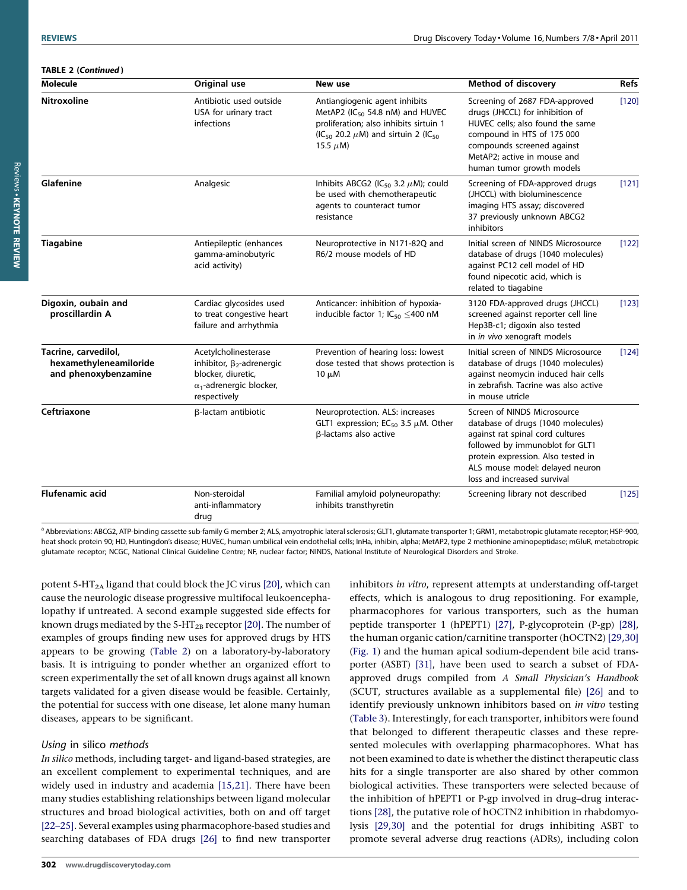**TABLE 2 (*Continued*)**

| Molecule | Original use | New use | Method of discovery | Refs |
|---|---|---|---|---|
| **Nitroxoline** | Antibiotic used outside USA for urinary tract infections | Antiangiogenic agent inhibits MetAP2 ($IC_{50}$ 54.8 nM) and HUVEC proliferation; also inhibits sirtuin 1 ($IC_{50}$ 20.2 $\mu$M) and sirtuin 2 ($IC_{50}$ 15.5 $\mu$M) | Screening of 2687 FDA-approved drugs (JHCCL) for inhibition of HUVEC cells; also found the same compound in HTS of 175 000 compounds screened against MetAP2; active in mouse and human tumor growth models | [120] |
| **Glafenine** | Analgesic | Inhibits ABCG2 ($IC_{50}$ 3.2 $\mu$M); could be used with chemotherapeutic agents to counteract tumor resistance | Screening of FDA-approved drugs (JHCCL) with bioluminescence imaging HTS assay; discovered 37 previously unknown ABCG2 inhibitors | [121] |
| **Tiagabine** | Antiepileptic (enhances gamma-aminobutyric acid activity) | Neuroprotective in N171-82Q and R6/2 mouse models of HD | Initial screen of NINDS Microsource database of drugs (1040 molecules) against PC12 cell model of HD found nipecotic acid, which is related to tiagabine | [122] |
| **Digoxin, oubain and proscillardin A** | Cardiac glycosides used to treat congestive heart failure and arrhythmia | Anticancer: inhibition of hypoxia-inducible factor 1; $IC_{50}$ ≤400 nM | 3120 FDA-approved drugs (JHCCL) screened against reporter cell line Hep3B-c1; digoxin also tested in *in vivo* xenograft models | [123] |
| **Tacrine, carvedilol, hexamethyleneamiloride and phenoxybenzamine** | Acetylcholinesterase inhibitor, $\beta_2$-adrenergic blocker, diuretic, $\alpha_1$-adrenergic blocker, respectively | Prevention of hearing loss: lowest dose tested that shows protection is 10 $\mu$M | Initial screen of NINDS Microsource database of drugs (1040 molecules) against neomycin induced hair cells in zebrafish. Tacrine was also active in mouse utricle | [124] |
| **Ceftriaxone** | β-lactam antibiotic | Neuroprotection. ALS: increases GLT1 expression; $EC_{50}$ 3.5 $\mu$M. Other β-lactams also active | Screen of NINDS Microsource database of drugs (1040 molecules) against rat spinal cord cultures followed by immunoblot for GLT1 protein expression. Also tested in ALS mouse model: delayed neuron loss and increased survival | |
| **Flufenamic acid** | Non-steroidal anti-inflammatory drug | Familial amyloid polyneuropathy: inhibits transthyretin | Screening library not described | [125] |

[a] Abbreviations: ABCG2, ATP-binding cassette sub-family G member 2; ALS, amyotrophic lateral sclerosis; GLT1, glutamate transporter 1; GRM1, metabotropic glutamate receptor; HSP-900, heat shock protein 90; HD, Huntingdon's disease; HUVEC, human umbilical vein endothelial cells; InHa, inhibin, alpha; MetAP2, type 2 methionine aminopeptidase; mGluR, metabotropic glutamate receptor; NCGC, National Clinical Guideline Centre; NF, nuclear factor; NINDS, National Institute of Neurological Disorders and Stroke.

potent $5\text{-HT}_{2A}$ ligand that could block the JC virus [20], which can cause the neurologic disease progressive multifocal leukoencephalopathy if untreated. A second example suggested side effects for known drugs mediated by the $5\text{-HT}_{2B}$ receptor [20]. The number of examples of groups finding new uses for approved drugs by HTS appears to be growing (Table 2) on a laboratory-by-laboratory basis. It is intriguing to ponder whether an organized effort to screen experimentally the set of all known drugs against all known targets validated for a given disease would be feasible. Certainly, the potential for success with one disease, let alone many human diseases, appears to be significant.

### Using *in silico* methods

*In silico* methods, including target- and ligand-based strategies, are an excellent complement to experimental techniques, and are widely used in industry and academia [15,21]. There have been many studies establishing relationships between ligand molecular structures and broad biological activities, both on and off target [22–25]. Several examples using pharmacophore-based studies and searching databases of FDA drugs [26] to find new transporter inhibitors *in vitro*, represent attempts at understanding off-target effects, which is analogous to drug repositioning. For example, pharmacophores for various transporters, such as the human peptide transporter 1 (hPEPT1) [27], P-glycoprotein (P-gp) [28], the human organic cation/carnitine transporter (hOCTN2) [29,30] (Fig. 1) and the human apical sodium-dependent bile acid transporter (ASBT) [31], have been used to search a subset of FDA-approved drugs compiled from *A Small Physician's Handbook* (SCUT, structures available as a supplemental file) [26] and to identify previously unknown inhibitors based on *in vitro* testing (Table 3). Interestingly, for each transporter, inhibitors were found that belonged to different therapeutic classes and these represented molecules with overlapping pharmacophores. What has not been examined to date is whether the distinct therapeutic class hits for a single transporter are also shared by other common biological activities. These transporters were selected because of the inhibition of hPEPT1 or P-gp involved in drug–drug interactions [28], the putative role of hOCTN2 inhibition in rhabdomyolysis [29,30] and the potential for drugs inhibiting ASBT to promote several adverse drug reactions (ADRs), including colon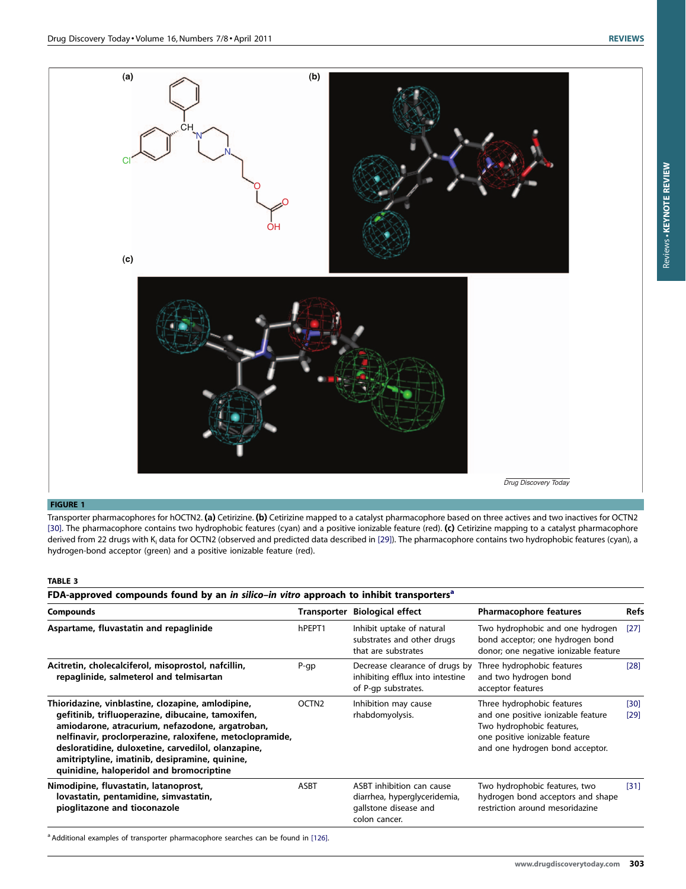**FIGURE 1**

Transporter pharmacophores for hOCTN2. **(a)** Cetirizine. **(b)** Cetirizine mapped to a catalyst pharmacophore based on three actives and two inactives for OCTN2 [30]. The pharmacophore contains two hydrophobic features (cyan) and a positive ionizable feature (red). **(c)** Cetirizine mapping to a catalyst pharmacophore derived from 22 drugs with $K_i$ data for OCTN2 (observed and predicted data described in [29]). The pharmacophore contains two hydrophobic features (cyan), a hydrogen-bond acceptor (green) and a positive ionizable feature (red).

**TABLE 3**

**FDA-approved compounds found by an *in silico–in vitro* approach to inhibit transporters[a]**

| Compounds | Transporter | Biological effect | Pharmacophore features | Refs |
|---|---|---|---|---|
| **Aspartame, fluvastatin and repaglinide** | hPEPT1 | Inhibit uptake of natural substrates and other drugs that are substrates | Two hydrophobic and one hydrogen bond acceptor; one hydrogen bond donor; one negative ionizable feature | [27] |
| **Acitretin, cholecalciferol, misoprostol, nafcillin, repaglinide, salmeterol and telmisartan** | P-gp | Decrease clearance of drugs by inhibiting efflux into intestine of P-gp substrates. | Three hydrophobic features and two hydrogen bond acceptor features | [28] |
| **Thioridazine, vinblastine, clozapine, amlodipine, gefitinib, trifluoperazine, dibucaine, tamoxifen, amiodarone, atracurium, nefazodone, argatroban, nelfinavir, proclorperazine, raloxifene, metoclopramide, desloratidine, duloxetine, carvedilol, olanzapine, amitriptyline, imatinib, desipramine, quinine, quinidine, haloperidol and bromocriptine** | OCTN2 | Inhibition may cause rhabdomyolysis. | Three hydrophobic features and one positive ionizable feature Two hydrophobic features, one positive ionizable feature and one hydrogen bond acceptor. | [30] [29] |
| **Nimodipine, fluvastatin, latanoprost, lovastatin, pentamidine, simvastatin, pioglitazone and tioconazole** | ASBT | ASBT inhibition can cause diarrhea, hyperglyceridemia, gallstone disease and colon cancer. | Two hydrophobic features, two hydrogen bond acceptors and shape restriction around mesoridazine | [31] |

[a] Additional examples of transporter pharmacophore searches can be found in [126].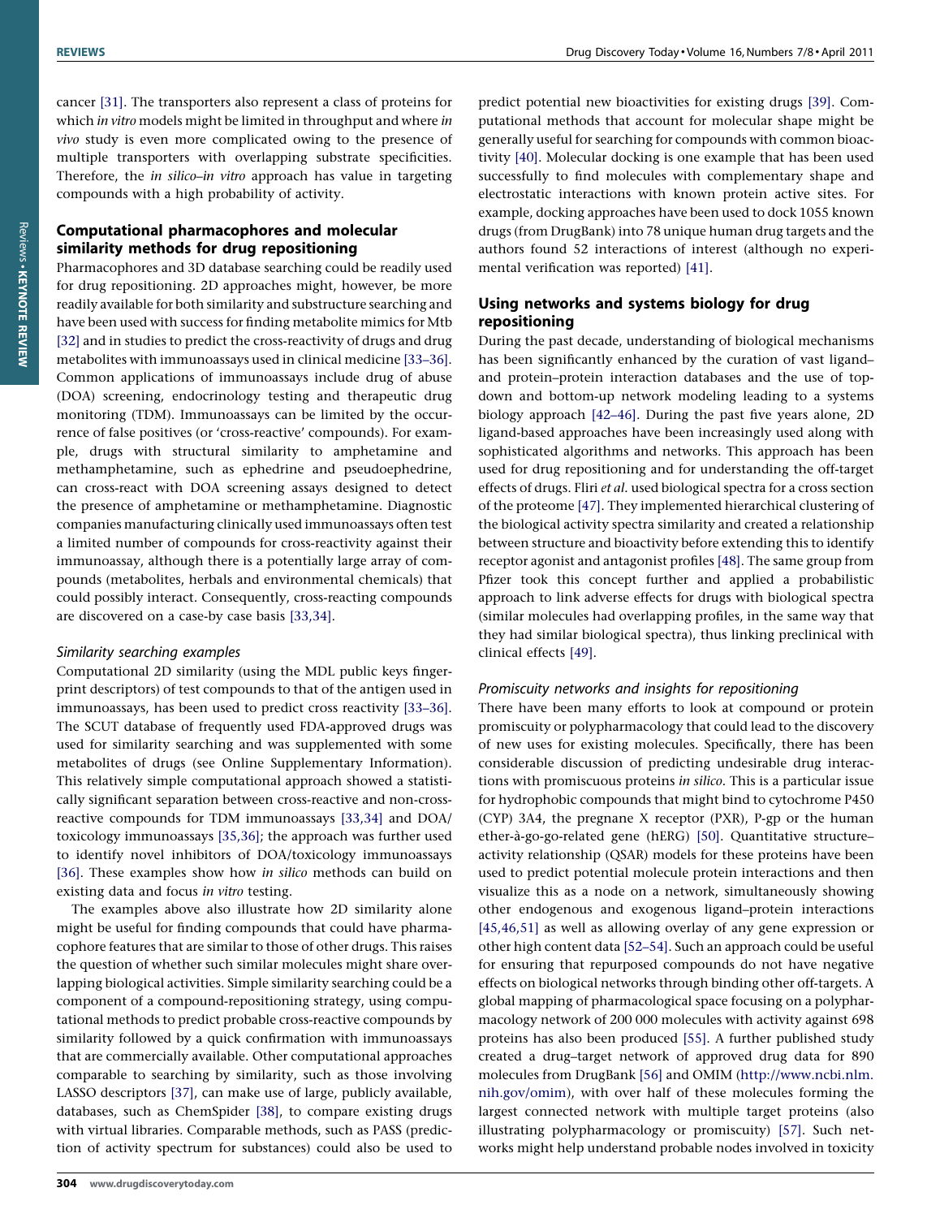cancer [31]. The transporters also represent a class of proteins for which *in vitro* models might be limited in throughput and where *in vivo* study is even more complicated owing to the presence of multiple transporters with overlapping substrate specificities. Therefore, the *in silico–in vitro* approach has value in targeting compounds with a high probability of activity.

## Computational pharmacophores and molecular similarity methods for drug repositioning

Pharmacophores and 3D database searching could be readily used for drug repositioning. 2D approaches might, however, be more readily available for both similarity and substructure searching and have been used with success for finding metabolite mimics for Mtb [32] and in studies to predict the cross-reactivity of drugs and drug metabolites with immunoassays used in clinical medicine [33–36]. Common applications of immunoassays include drug of abuse (DOA) screening, endocrinology testing and therapeutic drug monitoring (TDM). Immunoassays can be limited by the occurrence of false positives (or 'cross-reactive' compounds). For example, drugs with structural similarity to amphetamine and methamphetamine, such as ephedrine and pseudoephedrine, can cross-react with DOA screening assays designed to detect the presence of amphetamine or methamphetamine. Diagnostic companies manufacturing clinically used immunoassays often test a limited number of compounds for cross-reactivity against their immunoassay, although there is a potentially large array of compounds (metabolites, herbals and environmental chemicals) that could possibly interact. Consequently, cross-reacting compounds are discovered on a case-by case basis [33,34].

### *Similarity searching examples*

Computational 2D similarity (using the MDL public keys fingerprint descriptors) of test compounds to that of the antigen used in immunoassays, has been used to predict cross reactivity [33–36]. The SCUT database of frequently used FDA-approved drugs was used for similarity searching and was supplemented with some metabolites of drugs (see Online Supplementary Information). This relatively simple computational approach showed a statistically significant separation between cross-reactive and non-cross-reactive compounds for TDM immunoassays [33,34] and DOA/toxicology immunoassays [35,36]; the approach was further used to identify novel inhibitors of DOA/toxicology immunoassays [36]. These examples show how *in silico* methods can build on existing data and focus *in vitro* testing.

The examples above also illustrate how 2D similarity alone might be useful for finding compounds that could have pharmacophore features that are similar to those of other drugs. This raises the question of whether such similar molecules might share overlapping biological activities. Simple similarity searching could be a component of a compound-repositioning strategy, using computational methods to predict probable cross-reactive compounds by similarity followed by a quick confirmation with immunoassays that are commercially available. Other computational approaches comparable to searching by similarity, such as those involving LASSO descriptors [37], can make use of large, publicly available, databases, such as ChemSpider [38], to compare existing drugs with virtual libraries. Comparable methods, such as PASS (prediction of activity spectrum for substances) could also be used to predict potential new bioactivities for existing drugs [39]. Computational methods that account for molecular shape might be generally useful for searching for compounds with common bioactivity [40]. Molecular docking is one example that has been used successfully to find molecules with complementary shape and electrostatic interactions with known protein active sites. For example, docking approaches have been used to dock 1055 known drugs (from DrugBank) into 78 unique human drug targets and the authors found 52 interactions of interest (although no experimental verification was reported) [41].

## Using networks and systems biology for drug repositioning

During the past decade, understanding of biological mechanisms has been significantly enhanced by the curation of vast ligand– and protein–protein interaction databases and the use of top-down and bottom-up network modeling leading to a systems biology approach [42–46]. During the past five years alone, 2D ligand-based approaches have been increasingly used along with sophisticated algorithms and networks. This approach has been used for drug repositioning and for understanding the off-target effects of drugs. Fliri *et al.* used biological spectra for a cross section of the proteome [47]. They implemented hierarchical clustering of the biological activity spectra similarity and created a relationship between structure and bioactivity before extending this to identify receptor agonist and antagonist profiles [48]. The same group from Pfizer took this concept further and applied a probabilistic approach to link adverse effects for drugs with biological spectra (similar molecules had overlapping profiles, in the same way that they had similar biological spectra), thus linking preclinical with clinical effects [49].

### *Promiscuity networks and insights for repositioning*

There have been many efforts to look at compound or protein promiscuity or polypharmacology that could lead to the discovery of new uses for existing molecules. Specifically, there has been considerable discussion of predicting undesirable drug interactions with promiscuous proteins *in silico*. This is a particular issue for hydrophobic compounds that might bind to cytochrome P450 (CYP) 3A4, the pregnane X receptor (PXR), P-gp or the human ether-à-go-go-related gene (hERG) [50]. Quantitative structure–activity relationship (QSAR) models for these proteins have been used to predict potential molecule protein interactions and then visualize this as a node on a network, simultaneously showing other endogenous and exogenous ligand–protein interactions [45,46,51] as well as allowing overlay of any gene expression or other high content data [52–54]. Such an approach could be useful for ensuring that repurposed compounds do not have negative effects on biological networks through binding other off-targets. A global mapping of pharmacological space focusing on a polypharmacology network of 200 000 molecules with activity against 698 proteins has also been produced [55]. A further published study created a drug–target network of approved drug data for 890 molecules from DrugBank [56] and OMIM (http://www.ncbi.nlm.nih.gov/omim), with over half of these molecules forming the largest connected network with multiple target proteins (also illustrating polypharmacology or promiscuity) [57]. Such networks might help understand probable nodes involved in toxicity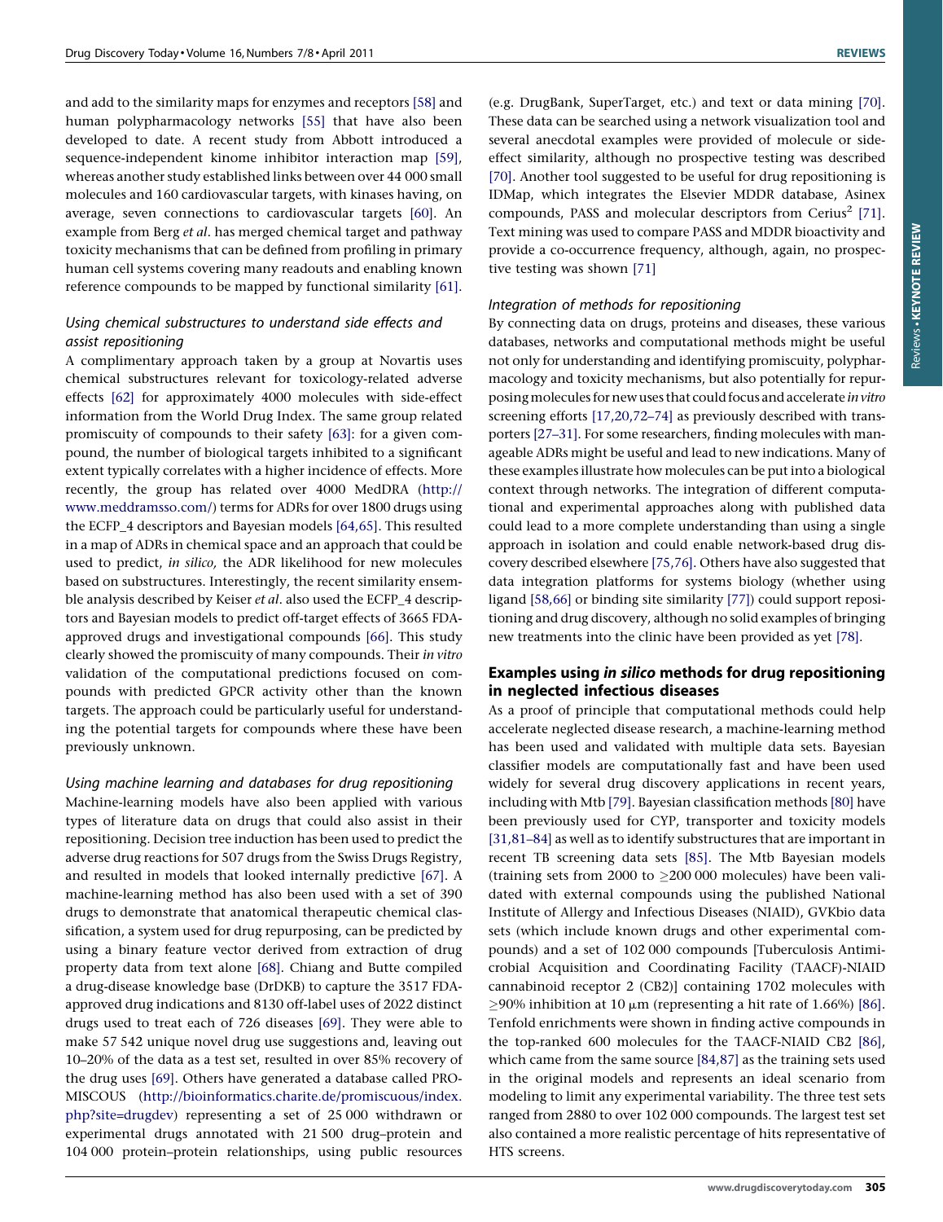and add to the similarity maps for enzymes and receptors [58] and human polypharmacology networks [55] that have also been developed to date. A recent study from Abbott introduced a sequence-independent kinome inhibitor interaction map [59], whereas another study established links between over 44 000 small molecules and 160 cardiovascular targets, with kinases having, on average, seven connections to cardiovascular targets [60]. An example from Berg *et al*. has merged chemical target and pathway toxicity mechanisms that can be defined from profiling in primary human cell systems covering many readouts and enabling known reference compounds to be mapped by functional similarity [61].

### *Using chemical substructures to understand side effects and assist repositioning*

A complimentary approach taken by a group at Novartis uses chemical substructures relevant for toxicology-related adverse effects [62] for approximately 4000 molecules with side-effect information from the World Drug Index. The same group related promiscuity of compounds to their safety [63]: for a given compound, the number of biological targets inhibited to a significant extent typically correlates with a higher incidence of effects. More recently, the group has related over 4000 MedDRA (http://www.meddramsso.com/) terms for ADRs for over 1800 drugs using the ECFP_4 descriptors and Bayesian models [64,65]. This resulted in a map of ADRs in chemical space and an approach that could be used to predict, *in silico*, the ADR likelihood for new molecules based on substructures. Interestingly, the recent similarity ensemble analysis described by Keiser *et al*. also used the ECFP_4 descriptors and Bayesian models to predict off-target effects of 3665 FDA-approved drugs and investigational compounds [66]. This study clearly showed the promiscuity of many compounds. Their *in vitro* validation of the computational predictions focused on compounds with predicted GPCR activity other than the known targets. The approach could be particularly useful for understanding the potential targets for compounds where these have been previously unknown.

### *Using machine learning and databases for drug repositioning*

Machine-learning models have also been applied with various types of literature data on drugs that could also assist in their repositioning. Decision tree induction has been used to predict the adverse drug reactions for 507 drugs from the Swiss Drugs Registry, and resulted in models that looked internally predictive [67]. A machine-learning method has also been used with a set of 390 drugs to demonstrate that anatomical therapeutic chemical classification, a system used for drug repurposing, can be predicted by using a binary feature vector derived from extraction of drug property data from text alone [68]. Chiang and Butte compiled a drug-disease knowledge base (DrDKB) to capture the 3517 FDA-approved drug indications and 8130 off-label uses of 2022 distinct drugs used to treat each of 726 diseases [69]. They were able to make 57 542 unique novel drug use suggestions and, leaving out 10–20% of the data as a test set, resulted in over 85% recovery of the drug uses [69]. Others have generated a database called PROMISCOUS (http://bioinformatics.charite.de/promiscuous/index.php?site=drugdev) representing a set of 25 000 withdrawn or experimental drugs annotated with 21 500 drug–protein and 104 000 protein–protein relationships, using public resources (e.g. DrugBank, SuperTarget, etc.) and text or data mining [70]. These data can be searched using a network visualization tool and several anecdotal examples were provided of molecule or side-effect similarity, although no prospective testing was described [70]. Another tool suggested to be useful for drug repositioning is IDMap, which integrates the Elsevier MDDR database, Asinex compounds, PASS and molecular descriptors from Cerius$^2$ [71]. Text mining was used to compare PASS and MDDR bioactivity and provide a co-occurrence frequency, although, again, no prospective testing was shown [71]

### *Integration of methods for repositioning*

By connecting data on drugs, proteins and diseases, these various databases, networks and computational methods might be useful not only for understanding and identifying promiscuity, polypharmacology and toxicity mechanisms, but also potentially for repurposing molecules for new uses that could focus and accelerate *in vitro* screening efforts [17,20,72–74] as previously described with transporters [27–31]. For some researchers, finding molecules with manageable ADRs might be useful and lead to new indications. Many of these examples illustrate how molecules can be put into a biological context through networks. The integration of different computational and experimental approaches along with published data could lead to a more complete understanding than using a single approach in isolation and could enable network-based drug discovery described elsewhere [75,76]. Others have also suggested that data integration platforms for systems biology (whether using ligand [58,66] or binding site similarity [77]) could support repositioning and drug discovery, although no solid examples of bringing new treatments into the clinic have been provided as yet [78].

## Examples using *in silico* methods for drug repositioning in neglected infectious diseases

As a proof of principle that computational methods could help accelerate neglected disease research, a machine-learning method has been used and validated with multiple data sets. Bayesian classifier models are computationally fast and have been used widely for several drug discovery applications in recent years, including with Mtb [79]. Bayesian classification methods [80] have been previously used for CYP, transporter and toxicity models [31,81–84] as well as to identify substructures that are important in recent TB screening data sets [85]. The Mtb Bayesian models (training sets from 2000 to ≥200 000 molecules) have been validated with external compounds using the published National Institute of Allergy and Infectious Diseases (NIAID), GVKbio data sets (which include known drugs and other experimental compounds) and a set of 102 000 compounds [Tuberculosis Antimicrobial Acquisition and Coordinating Facility (TAACF)-NIAID cannabinoid receptor 2 (CB2)] containing 1702 molecules with ≥90% inhibition at 10 μm (representing a hit rate of 1.66%) [86]. Tenfold enrichments were shown in finding active compounds in the top-ranked 600 molecules for the TAACF-NIAID CB2 [86], which came from the same source [84,87] as the training sets used in the original models and represents an ideal scenario from modeling to limit any experimental variability. The three test sets ranged from 2880 to over 102 000 compounds. The largest test set also contained a more realistic percentage of hits representative of HTS screens.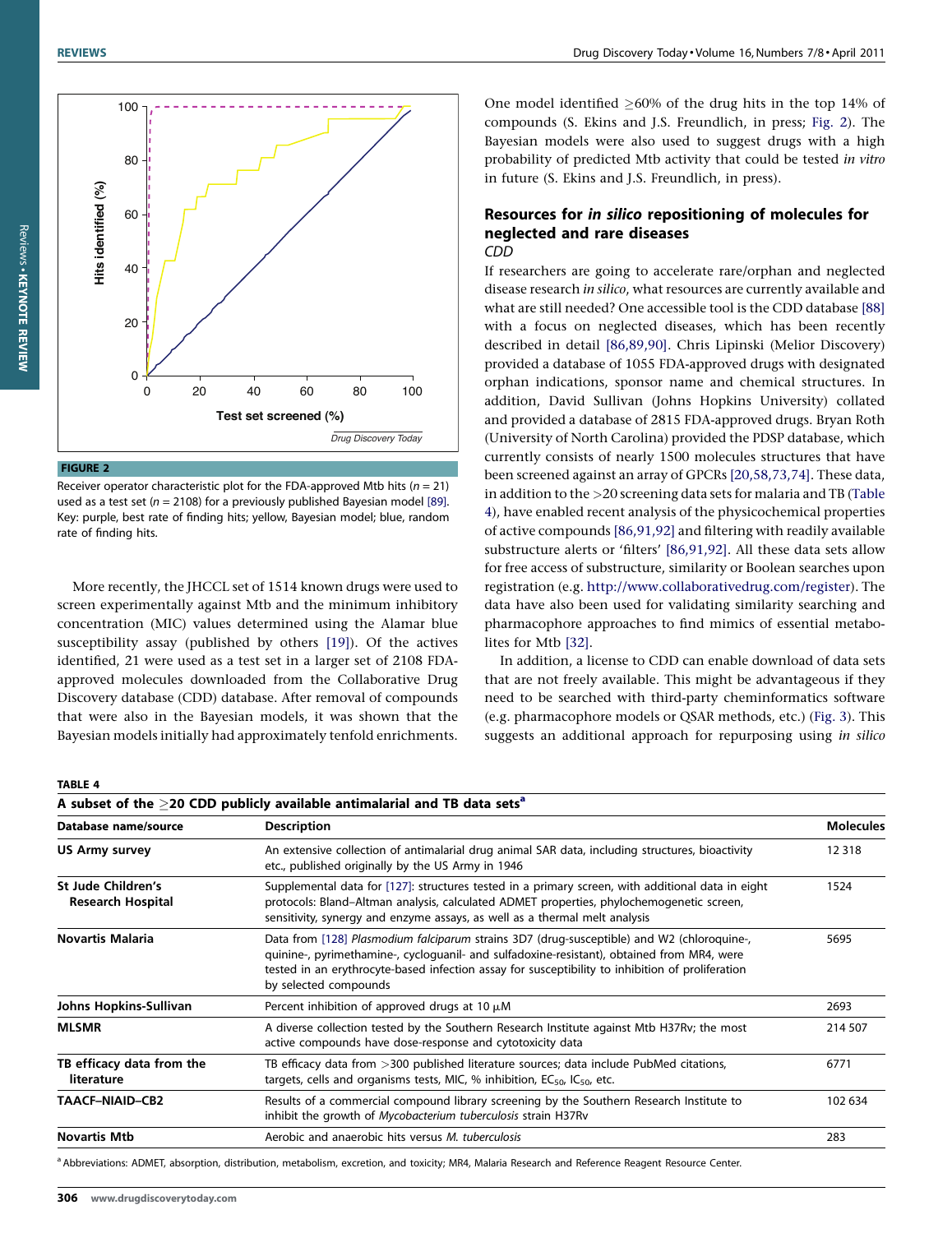FIGURE 2

Receiver operator characteristic plot for the FDA-approved Mtb hits ($n = 21$) used as a test set ($n = 2108$) for a previously published Bayesian model [89]. Key: purple, best rate of finding hits; yellow, Bayesian model; blue, random rate of finding hits.

More recently, the JHCCL set of 1514 known drugs were used to screen experimentally against Mtb and the minimum inhibitory concentration (MIC) values determined using the Alamar blue susceptibility assay (published by others [19]). Of the actives identified, 21 were used as a test set in a larger set of 2108 FDA-approved molecules downloaded from the Collaborative Drug Discovery database (CDD) database. After removal of compounds that were also in the Bayesian models, it was shown that the Bayesian models initially had approximately tenfold enrichments. One model identified ≥60% of the drug hits in the top 14% of compounds (S. Ekins and J.S. Freundlich, in press; Fig. 2). The Bayesian models were also used to suggest drugs with a high probability of predicted Mtb activity that could be tested *in vitro* in future (S. Ekins and J.S. Freundlich, in press).

## Resources for *in silico* repositioning of molecules for neglected and rare diseases

### *CDD*

If researchers are going to accelerate rare/orphan and neglected disease research *in silico*, what resources are currently available and what are still needed? One accessible tool is the CDD database [88] with a focus on neglected diseases, which has been recently described in detail [86,89,90]. Chris Lipinski (Melior Discovery) provided a database of 1055 FDA-approved drugs with designated orphan indications, sponsor name and chemical structures. In addition, David Sullivan (Johns Hopkins University) collated and provided a database of 2815 FDA-approved drugs. Bryan Roth (University of North Carolina) provided the PDSP database, which currently consists of nearly 1500 molecules structures that have been screened against an array of GPCRs [20,58,73,74]. These data, in addition to the >20 screening data sets for malaria and TB (Table 4), have enabled recent analysis of the physicochemical properties of active compounds [86,91,92] and filtering with readily available substructure alerts or 'filters' [86,91,92]. All these data sets allow for free access of substructure, similarity or Boolean searches upon registration (e.g. http://www.collaborativedrug.com/register). The data have also been used for validating similarity searching and pharmacophore approaches to find mimics of essential metabolites for Mtb [32].

In addition, a license to CDD can enable download of data sets that are not freely available. This might be advantageous if they need to be searched with third-party cheminformatics software (e.g. pharmacophore models or QSAR methods, etc.) (Fig. 3). This suggests an additional approach for repurposing using *in silico*

TABLE 4

A subset of the ≥20 CDD publicly available antimalarial and TB data sets[a]

| Database name/source | Description | Molecules |
|---|---|---|
| US Army survey | An extensive collection of antimalarial drug animal SAR data, including structures, bioactivity etc., published originally by the US Army in 1946 | 12 318 |
| St Jude Children's Research Hospital | Supplemental data for [127]: structures tested in a primary screen, with additional data in eight protocols: Bland–Altman analysis, calculated ADMET properties, phylochemogenetic screen, sensitivity, synergy and enzyme assays, as well as a thermal melt analysis | 1524 |
| Novartis Malaria | Data from [128] *Plasmodium falciparum* strains 3D7 (drug-susceptible) and W2 (chloroquine-, quinine-, pyrimethamine-, cycloguanil- and sulfadoxine-resistant), obtained from MR4, were tested in an erythrocyte-based infection assay for susceptibility to inhibition of proliferation by selected compounds | 5695 |
| Johns Hopkins-Sullivan | Percent inhibition of approved drugs at 10 μM | 2693 |
| MLSMR | A diverse collection tested by the Southern Research Institute against Mtb H37Rv; the most active compounds have dose-response and cytotoxicity data | 214 507 |
| TB efficacy data from the literature | TB efficacy data from >300 published literature sources; data include PubMed citations, targets, cells and organisms tests, MIC, % inhibition, $EC_{50}$, $IC_{50}$, etc. | 6771 |
| TAACF–NIAID–CB2 | Results of a commercial compound library screening by the Southern Research Institute to inhibit the growth of *Mycobacterium tuberculosis* strain H37Rv | 102 634 |
| Novartis Mtb | Aerobic and anaerobic hits versus *M. tuberculosis* | 283 |

[a] Abbreviations: ADMET, absorption, distribution, metabolism, excretion, and toxicity; MR4, Malaria Research and Reference Reagent Resource Center.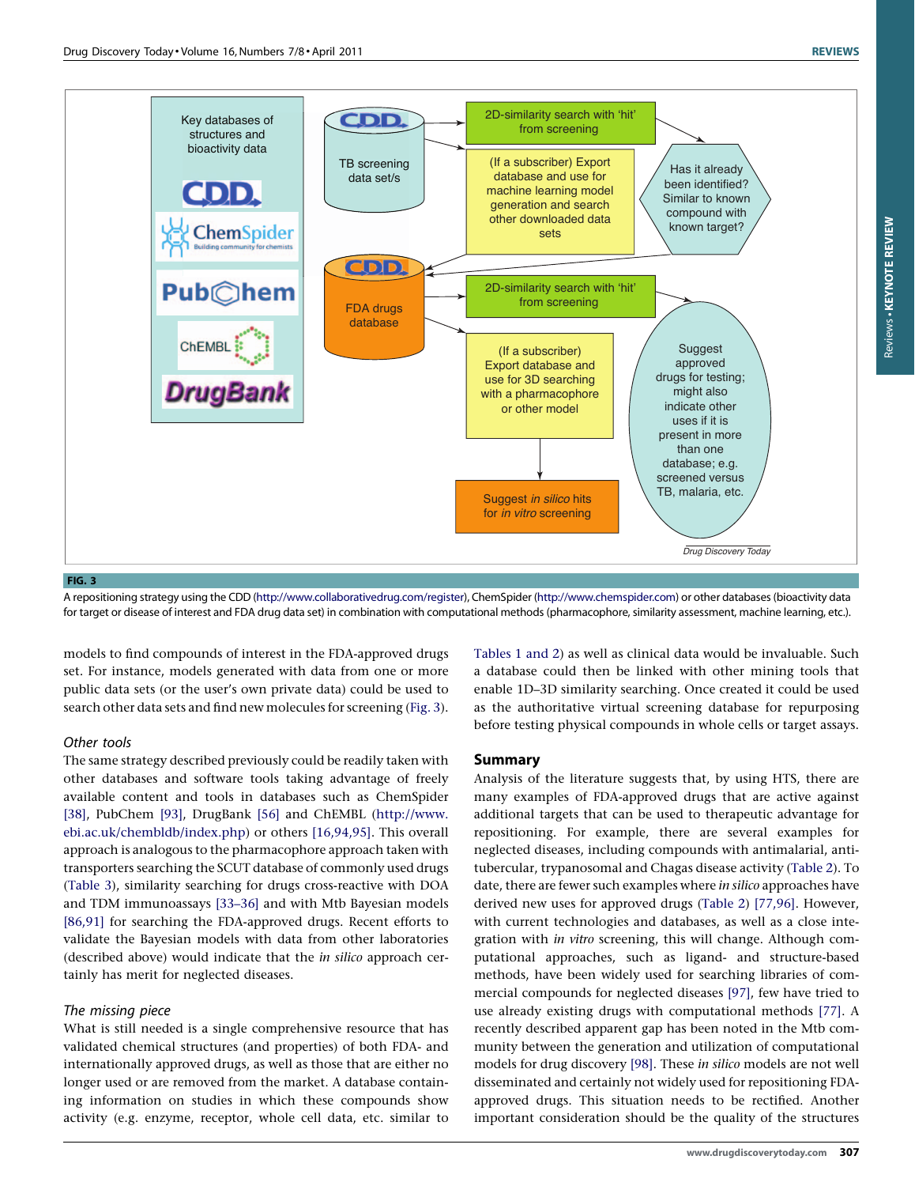Key databases of structures and bioactivity data

CDD

ChemSpider

PubChem

ChEMBL

DrugBank

TB screening data set/s

FDA drugs database

2D-similarity search with 'hit' from screening

(If a subscriber) Export database and use for machine learning model generation and search other downloaded data sets

Has it already been identified? Similar to known compound with known target?

2D-similarity search with 'hit' from screening

(If a subscriber) Export database and use for 3D searching with a pharmacophore or other model

Suggest approved drugs for testing; might also indicate other uses if it is present in more than one database; e.g. screened versus TB, malaria, etc.

Suggest *in silico* hits for *in vitro* screening

**FIG. 3**

A repositioning strategy using the CDD (http://www.collaborativedrug.com/register), ChemSpider (http://www.chemspider.com) or other databases (bioactivity data for target or disease of interest and FDA drug data set) in combination with computational methods (pharmacophore, similarity assessment, machine learning, etc.).

models to find compounds of interest in the FDA-approved drugs set. For instance, models generated with data from one or more public data sets (or the user's own private data) could be used to search other data sets and find new molecules for screening (Fig. 3).

### *Other tools*

The same strategy described previously could be readily taken with other databases and software tools taking advantage of freely available content and tools in databases such as ChemSpider [38], PubChem [93], DrugBank [56] and ChEMBL (http://www.ebi.ac.uk/chembldb/index.php) or others [16,94,95]. This overall approach is analogous to the pharmacophore approach taken with transporters searching the SCUT database of commonly used drugs (Table 3), similarity searching for drugs cross-reactive with DOA and TDM immunoassays [33–36] and with Mtb Bayesian models [86,91] for searching the FDA-approved drugs. Recent efforts to validate the Bayesian models with data from other laboratories (described above) would indicate that the *in silico* approach certainly has merit for neglected diseases.

### *The missing piece*

What is still needed is a single comprehensive resource that has validated chemical structures (and properties) of both FDA- and internationally approved drugs, as well as those that are either no longer used or are removed from the market. A database containing information on studies in which these compounds show activity (e.g. enzyme, receptor, whole cell data, etc. similar to Tables 1 and 2) as well as clinical data would be invaluable. Such a database could then be linked with other mining tools that enable 1D–3D similarity searching. Once created it could be used as the authoritative virtual screening database for repurposing before testing physical compounds in whole cells or target assays.

## Summary

Analysis of the literature suggests that, by using HTS, there are many examples of FDA-approved drugs that are active against additional targets that can be used to therapeutic advantage for repositioning. For example, there are several examples for neglected diseases, including compounds with antimalarial, antitubercular, trypanosomal and Chagas disease activity (Table 2). To date, there are fewer such examples where *in silico* approaches have derived new uses for approved drugs (Table 2) [77,96]. However, with current technologies and databases, as well as a close integration with *in vitro* screening, this will change. Although computational approaches, such as ligand- and structure-based methods, have been widely used for searching libraries of commercial compounds for neglected diseases [97], few have tried to use already existing drugs with computational methods [77]. A recently described apparent gap has been noted in the Mtb community between the generation and utilization of computational models for drug discovery [98]. These *in silico* models are not well disseminated and certainly not widely used for repositioning FDA-approved drugs. This situation needs to be rectified. Another important consideration should be the quality of the structures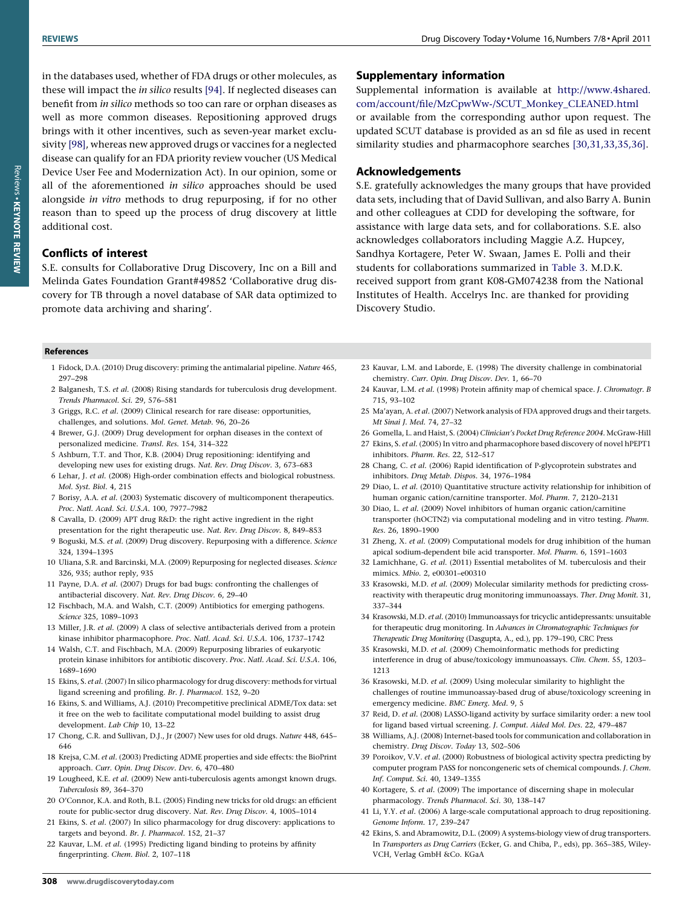in the databases used, whether of FDA drugs or other molecules, as these will impact the *in silico* results [94]. If neglected diseases can benefit from *in silico* methods so too can rare or orphan diseases as well as more common diseases. Repositioning approved drugs brings with it other incentives, such as seven-year market exclusivity [98], whereas new approved drugs or vaccines for a neglected disease can qualify for an FDA priority review voucher (US Medical Device User Fee and Modernization Act). In our opinion, some or all of the aforementioned *in silico* approaches should be used alongside *in vitro* methods to drug repurposing, if for no other reason than to speed up the process of drug discovery at little additional cost.

## Conflicts of interest

S.E. consults for Collaborative Drug Discovery, Inc on a Bill and Melinda Gates Foundation Grant#49852 'Collaborative drug discovery for TB through a novel database of SAR data optimized to promote data archiving and sharing'.

## Supplementary information

Supplemental information is available at http://www.4shared.com/account/file/MzCpwWw-/SCUT_Monkey_CLEANED.html or available from the corresponding author upon request. The updated SCUT database is provided as an sd file as used in recent similarity studies and pharmacophore searches [30,31,33,35,36].

## Acknowledgements

S.E. gratefully acknowledges the many groups that have provided data sets, including that of David Sullivan, and also Barry A. Bunin and other colleagues at CDD for developing the software, for assistance with large data sets, and for collaborations. S.E. also acknowledges collaborators including Maggie A.Z. Hupcey, Sandhya Kortagere, Peter W. Swaan, James E. Polli and their students for collaborations summarized in Table 3. M.D.K. received support from grant K08-GM074238 from the National Institutes of Health. Accelrys Inc. are thanked for providing Discovery Studio.

## References

1 Fidock, D.A. (2010) Drug discovery: priming the antimalarial pipeline. *Nature* 465, 297–298

2 Balganesh, T.S. *et al.* (2008) Rising standards for tuberculosis drug development. *Trends Pharmacol. Sci.* 29, 576–581

3 Griggs, R.C. *et al.* (2009) Clinical research for rare disease: opportunities, challenges, and solutions. *Mol. Genet. Metab.* 96, 20–26

4 Brewer, G.J. (2009) Drug development for orphan diseases in the context of personalized medicine. *Transl. Res.* 154, 314–322

5 Ashburn, T.T. and Thor, K.B. (2004) Drug repositioning: identifying and developing new uses for existing drugs. *Nat. Rev. Drug Discov.* 3, 673–683

6 Lehar, J. *et al.* (2008) High-order combination effects and biological robustness. *Mol. Syst. Biol.* 4, 215

7 Borisy, A.A. *et al.* (2003) Systematic discovery of multicomponent therapeutics. *Proc. Natl. Acad. Sci. U.S.A.* 100, 7977–7982

8 Cavalla, D. (2009) APT drug R&D: the right active ingredient in the right presentation for the right therapeutic use. *Nat. Rev. Drug Discov.* 8, 849–853

9 Boguski, M.S. *et al.* (2009) Drug discovery. Repurposing with a difference. *Science* 324, 1394–1395

10 Uliana, S.R. and Barcinski, M.A. (2009) Repurposing for neglected diseases. *Science* 326, 935; author reply, 935

11 Payne, D.A. *et al.* (2007) Drugs for bad bugs: confronting the challenges of antibacterial discovery. *Nat. Rev. Drug Discov.* 6, 29–40

12 Fischbach, M.A. and Walsh, C.T. (2009) Antibiotics for emerging pathogens. *Science* 325, 1089–1093

13 Miller, J.R. *et al.* (2009) A class of selective antibacterials derived from a protein kinase inhibitor pharmacophore. *Proc. Natl. Acad. Sci. U.S.A.* 106, 1737–1742

14 Walsh, C.T. and Fischbach, M.A. (2009) Repurposing libraries of eukaryotic protein kinase inhibitors for antibiotic discovery. *Proc. Natl. Acad. Sci. U.S.A.* 106, 1689–1690

15 Ekins, S. *et al.* (2007) In silico pharmacology for drug discovery: methods for virtual ligand screening and profiling. *Br. J. Pharmacol.* 152, 9–20

16 Ekins, S. and Williams, A.J. (2010) Precompetitive preclinical ADME/Tox data: set it free on the web to facilitate computational model building to assist drug development. *Lab Chip* 10, 13–22

17 Chong, C.R. and Sullivan, D.J., Jr (2007) New uses for old drugs. *Nature* 448, 645–646

18 Krejsa, C.M. *et al.* (2003) Predicting ADME properties and side effects: the BioPrint approach. *Curr. Opin. Drug Discov. Dev.* 6, 470–480

19 Lougheed, K.E. *et al.* (2009) New anti-tuberculosis agents amongst known drugs. *Tuberculosis* 89, 364–370

20 O'Connor, K.A. and Roth, B.L. (2005) Finding new tricks for old drugs: an efficient route for public-sector drug discovery. *Nat. Rev. Drug Discov.* 4, 1005–1014

21 Ekins, S. *et al.* (2007) In silico pharmacology for drug discovery: applications to targets and beyond. *Br. J. Pharmacol.* 152, 21–37

22 Kauvar, L.M. *et al.* (1995) Predicting ligand binding to proteins by affinity fingerprinting. *Chem. Biol.* 2, 107–118

23 Kauvar, L.M. and Laborde, E. (1998) The diversity challenge in combinatorial chemistry. *Curr. Opin. Drug Discov. Dev.* 1, 66–70

24 Kauvar, L.M. *et al.* (1998) Protein affinity map of chemical space. *J. Chromatogr. B* 715, 93–102

25 Ma'ayan, A. *et al.* (2007) Network analysis of FDA approved drugs and their targets. *Mt Sinai J. Med.* 74, 27–32

26 Gomella, L. and Haist, S. (2004) *Clinician's Pocket Drug Reference 2004*. McGraw-Hill

27 Ekins, S. *et al.* (2005) In vitro and pharmacophore based discovery of novel hPEPT1 inhibitors. *Pharm. Res.* 22, 512–517

28 Chang, C. *et al.* (2006) Rapid identification of P-glycoprotein substrates and inhibitors. *Drug Metab. Dispos.* 34, 1976–1984

29 Diao, L. *et al.* (2010) Quantitative structure activity relationship for inhibition of human organic cation/carnitine transporter. *Mol. Pharm.* 7, 2120–2131

30 Diao, L. *et al.* (2009) Novel inhibitors of human organic cation/carnitine transporter (hOCTN2) via computational modeling and in vitro testing. *Pharm. Res.* 26, 1890–1900

31 Zheng, X. *et al.* (2009) Computational models for drug inhibition of the human apical sodium-dependent bile acid transporter. *Mol. Pharm.* 6, 1591–1603

32 Lamichhane, G. *et al.* (2011) Essential metabolites of M. tuberculosis and their mimics. *Mbio.* 2, e00301–e00310

33 Krasowski, M.D. *et al.* (2009) Molecular similarity methods for predicting cross-reactivity with therapeutic drug monitoring immunoassays. *Ther. Drug Monit.* 31, 337–344

34 Krasowski, M.D. *et al.* (2010) Immunoassays for tricyclic antidepressants: unsuitable for therapeutic drug monitoring. In *Advances in Chromatographic Techniques for Therapeutic Drug Monitoring* (Dasgupta, A., ed.), pp. 179–190, CRC Press

35 Krasowski, M.D. *et al.* (2009) Chemoinformatic methods for predicting interference in drug of abuse/toxicology immunoassays. *Clin. Chem.* 55, 1203–1213

36 Krasowski, M.D. *et al.* (2009) Using molecular similarity to highlight the challenges of routine immunoassay-based drug of abuse/toxicology screening in emergency medicine. *BMC Emerg. Med.* 9, 5

37 Reid, D. *et al.* (2008) LASSO-ligand activity by surface similarity order: a new tool for ligand based virtual screening. *J. Comput. Aided Mol. Des.* 22, 479–487

38 Williams, A.J. (2008) Internet-based tools for communication and collaboration in chemistry. *Drug Discov. Today* 13, 502–506

39 Poroikov, V.V. *et al.* (2000) Robustness of biological activity spectra predicting by computer program PASS for noncongeneric sets of chemical compounds. *J. Chem. Inf. Comput. Sci.* 40, 1349–1355

40 Kortagere, S. *et al.* (2009) The importance of discerning shape in molecular pharmacology. *Trends Pharmacol. Sci.* 30, 138–147

41 Li, Y.Y. *et al.* (2006) A large-scale computational approach to drug repositioning. *Genome Inform.* 17, 239–247

42 Ekins, S. and Abramowitz, D.L. (2009) A systems-biology view of drug transporters. In *Transporters as Drug Carriers* (Ecker, G. and Chiba, P., eds), pp. 365–385, Wiley-VCH, Verlag GmbH &Co. KGaA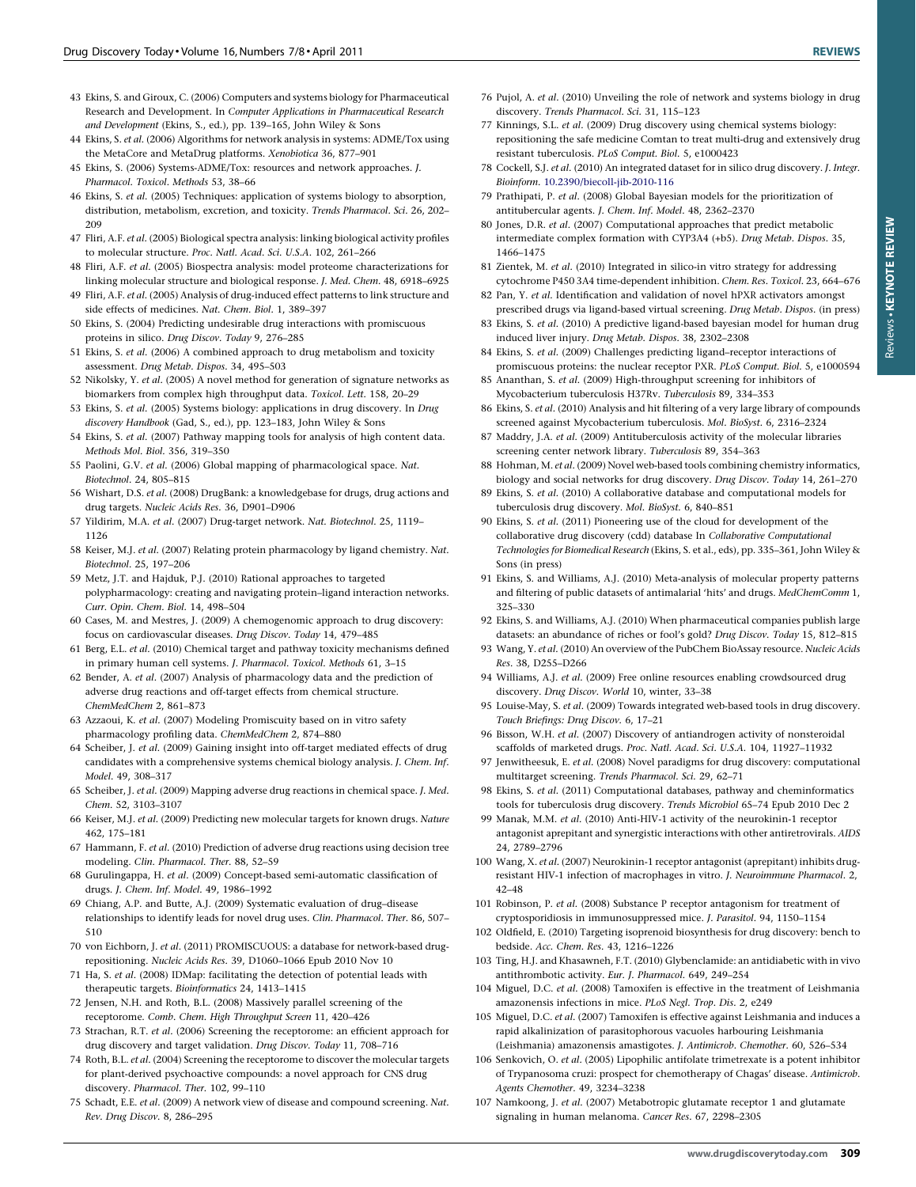43 Ekins, S. and Giroux, C. (2006) Computers and systems biology for Pharmaceutical Research and Development. In *Computer Applications in Pharmaceutical Research and Development* (Ekins, S., ed.), pp. 139–165, John Wiley & Sons

44 Ekins, S. *et al.* (2006) Algorithms for network analysis in systems: ADME/Tox using the MetaCore and MetaDrug platforms. *Xenobiotica* 36, 877–901

45 Ekins, S. (2006) Systems-ADME/Tox: resources and network approaches. *J. Pharmacol. Toxicol. Methods* 53, 38–66

46 Ekins, S. *et al.* (2005) Techniques: application of systems biology to absorption, distribution, metabolism, excretion, and toxicity. *Trends Pharmacol. Sci.* 26, 202–209

47 Fliri, A.F. *et al.* (2005) Biological spectra analysis: linking biological activity profiles to molecular structure. *Proc. Natl. Acad. Sci. U.S.A.* 102, 261–266

48 Fliri, A.F. *et al.* (2005) Biospectra analysis: model proteome characterizations for linking molecular structure and biological response. *J. Med. Chem.* 48, 6918–6925

49 Fliri, A.F. *et al.* (2005) Analysis of drug-induced effect patterns to link structure and side effects of medicines. *Nat. Chem. Biol.* 1, 389–397

50 Ekins, S. (2004) Predicting undesirable drug interactions with promiscuous proteins in silico. *Drug Discov. Today* 9, 276–285

51 Ekins, S. *et al.* (2006) A combined approach to drug metabolism and toxicity assessment. *Drug Metab. Dispos.* 34, 495–503

52 Nikolsky, Y. *et al.* (2005) A novel method for generation of signature networks as biomarkers from complex high throughput data. *Toxicol. Lett.* 158, 20–29

53 Ekins, S. *et al.* (2005) Systems biology: applications in drug discovery. In *Drug discovery Handbook* (Gad, S., ed.), pp. 123–183, John Wiley & Sons

54 Ekins, S. *et al.* (2007) Pathway mapping tools for analysis of high content data. *Methods Mol. Biol.* 356, 319–350

55 Paolini, G.V. *et al.* (2006) Global mapping of pharmacological space. *Nat. Biotechnol.* 24, 805–815

56 Wishart, D.S. *et al.* (2008) DrugBank: a knowledgebase for drugs, drug actions and drug targets. *Nucleic Acids Res.* 36, D901–D906

57 Yildirim, M.A. *et al.* (2007) Drug-target network. *Nat. Biotechnol.* 25, 1119–1126

58 Keiser, M.J. *et al.* (2007) Relating protein pharmacology by ligand chemistry. *Nat. Biotechnol.* 25, 197–206

59 Metz, J.T. and Hajduk, P.J. (2010) Rational approaches to targeted polypharmacology: creating and navigating protein–ligand interaction networks. *Curr. Opin. Chem. Biol.* 14, 498–504

60 Cases, M. and Mestres, J. (2009) A chemogenomic approach to drug discovery: focus on cardiovascular diseases. *Drug Discov. Today* 14, 479–485

61 Berg, E.L. *et al.* (2010) Chemical target and pathway toxicity mechanisms defined in primary human cell systems. *J. Pharmacol. Toxicol. Methods* 61, 3–15

62 Bender, A. *et al.* (2007) Analysis of pharmacology data and the prediction of adverse drug reactions and off-target effects from chemical structure. *ChemMedChem* 2, 861–873

63 Azzaoui, K. *et al.* (2007) Modeling Promiscuity based on in vitro safety pharmacology profiling data. *ChemMedChem* 2, 874–880

64 Scheiber, J. *et al.* (2009) Gaining insight into off-target mediated effects of drug candidates with a comprehensive systems chemical biology analysis. *J. Chem. Inf. Model.* 49, 308–317

65 Scheiber, J. *et al.* (2009) Mapping adverse drug reactions in chemical space. *J. Med. Chem.* 52, 3103–3107

66 Keiser, M.J. *et al.* (2009) Predicting new molecular targets for known drugs. *Nature* 462, 175–181

67 Hammann, F. *et al.* (2010) Prediction of adverse drug reactions using decision tree modeling. *Clin. Pharmacol. Ther.* 88, 52–59

68 Gurulingappa, H. *et al.* (2009) Concept-based semi-automatic classification of drugs. *J. Chem. Inf. Model.* 49, 1986–1992

69 Chiang, A.P. and Butte, A.J. (2009) Systematic evaluation of drug–disease relationships to identify leads for novel drug uses. *Clin. Pharmacol. Ther.* 86, 507–510

70 von Eichborn, J. *et al.* (2011) PROMISCUOUS: a database for network-based drug-repositioning. *Nucleic Acids Res.* 39, D1060–1066 Epub 2010 Nov 10

71 Ha, S. *et al.* (2008) IDMap: facilitating the detection of potential leads with therapeutic targets. *Bioinformatics* 24, 1413–1415

72 Jensen, N.H. and Roth, B.L. (2008) Massively parallel screening of the receptorome. *Comb. Chem. High Throughput Screen* 11, 420–426

73 Strachan, R.T. *et al.* (2006) Screening the receptorome: an efficient approach for drug discovery and target validation. *Drug Discov. Today* 11, 708–716

74 Roth, B.L. *et al.* (2004) Screening the receptorome to discover the molecular targets for plant-derived psychoactive compounds: a novel approach for CNS drug discovery. *Pharmacol. Ther.* 102, 99–110

75 Schadt, E.E. *et al.* (2009) A network view of disease and compound screening. *Nat. Rev. Drug Discov.* 8, 286–295

76 Pujol, A. *et al.* (2010) Unveiling the role of network and systems biology in drug discovery. *Trends Pharmacol. Sci.* 31, 115–123

77 Kinnings, S.L. *et al.* (2009) Drug discovery using chemical systems biology: repositioning the safe medicine Comtan to treat multi-drug and extensively drug resistant tuberculosis. *PLoS Comput. Biol.* 5, e1000423

78 Cockell, S.J. *et al.* (2010) An integrated dataset for in silico drug discovery. *J. Integr. Bioinform.* 10.2390/biecoll-jib-2010-116

79 Prathipati, P. *et al.* (2008) Global Bayesian models for the prioritization of antitubercular agents. *J. Chem. Inf. Model.* 48, 2362–2370

80 Jones, D.R. *et al.* (2007) Computational approaches that predict metabolic intermediate complex formation with CYP3A4 (+b5). *Drug Metab. Dispos.* 35, 1466–1475

81 Zientek, M. *et al.* (2010) Integrated in silico-in vitro strategy for addressing cytochrome P450 3A4 time-dependent inhibition. *Chem. Res. Toxicol.* 23, 664–676

82 Pan, Y. *et al.* Identification and validation of novel hPXR activators amongst prescribed drugs via ligand-based virtual screening. *Drug Metab. Dispos.* (in press)

83 Ekins, S. *et al.* (2010) A predictive ligand-based bayesian model for human drug induced liver injury. *Drug Metab. Dispos.* 38, 2302–2308

84 Ekins, S. *et al.* (2009) Challenges predicting ligand–receptor interactions of promiscuous proteins: the nuclear receptor PXR. *PLoS Comput. Biol.* 5, e1000594

85 Ananthan, S. *et al.* (2009) High-throughput screening for inhibitors of Mycobacterium tuberculosis H37Rv. *Tuberculosis* 89, 334–353

86 Ekins, S. *et al.* (2010) Analysis and hit filtering of a very large library of compounds screened against Mycobacterium tuberculosis. *Mol. BioSyst.* 6, 2316–2324

87 Maddry, J.A. *et al.* (2009) Antituberculosis activity of the molecular libraries screening center network library. *Tuberculosis* 89, 354–363

88 Hohman, M. *et al.* (2009) Novel web-based tools combining chemistry informatics, biology and social networks for drug discovery. *Drug Discov. Today* 14, 261–270

89 Ekins, S. *et al.* (2010) A collaborative database and computational models for tuberculosis drug discovery. *Mol. BioSyst.* 6, 840–851

90 Ekins, S. *et al.* (2011) Pioneering use of the cloud for development of the collaborative drug discovery (cdd) database In *Collaborative Computational Technologies for Biomedical Research* (Ekins, S. et al., eds), pp. 335–361, John Wiley & Sons (in press)

91 Ekins, S. and Williams, A.J. (2010) Meta-analysis of molecular property patterns and filtering of public datasets of antimalarial 'hits' and drugs. *MedChemComm* 1, 325–330

92 Ekins, S. and Williams, A.J. (2010) When pharmaceutical companies publish large datasets: an abundance of riches or fool's gold? *Drug Discov. Today* 15, 812–815

93 Wang, Y. *et al.* (2010) An overview of the PubChem BioAssay resource. *Nucleic Acids Res.* 38, D255–D266

94 Williams, A.J. *et al.* (2009) Free online resources enabling crowdsourced drug discovery. *Drug Discov. World* 10, winter, 33–38

95 Louise-May, S. *et al.* (2009) Towards integrated web-based tools in drug discovery. *Touch Briefings: Drug Discov.* 6, 17–21

96 Bisson, W.H. *et al.* (2007) Discovery of antiandrogen activity of nonsteroidal scaffolds of marketed drugs. *Proc. Natl. Acad. Sci. U.S.A.* 104, 11927–11932

97 Jenwitheesuk, E. *et al.* (2008) Novel paradigms for drug discovery: computational multitarget screening. *Trends Pharmacol. Sci.* 29, 62–71

98 Ekins, S. *et al.* (2011) Computational databases, pathway and cheminformatics tools for tuberculosis drug discovery. *Trends Microbiol* 65–74 Epub 2010 Dec 2

99 Manak, M.M. *et al.* (2010) Anti-HIV-1 activity of the neurokinin-1 receptor antagonist aprepitant and synergistic interactions with other antiretrovirals. *AIDS* 24, 2789–2796

100 Wang, X. *et al.* (2007) Neurokinin-1 receptor antagonist (aprepitant) inhibits drug-resistant HIV-1 infection of macrophages in vitro. *J. Neuroimmune Pharmacol.* 2, 42–48

101 Robinson, P. *et al.* (2008) Substance P receptor antagonism for treatment of cryptosporidiosis in immunosuppressed mice. *J. Parasitol.* 94, 1150–1154

102 Oldfield, E. (2010) Targeting isoprenoid biosynthesis for drug discovery: bench to bedside. *Acc. Chem. Res.* 43, 1216–1226

103 Ting, H.J. and Khasawneh, F.T. (2010) Glybenclamide: an antidiabetic with in vivo antithrombotic activity. *Eur. J. Pharmacol.* 649, 249–254

104 Miguel, D.C. *et al.* (2008) Tamoxifen is effective in the treatment of Leishmania amazonensis infections in mice. *PLoS Negl. Trop. Dis.* 2, e249

105 Miguel, D.C. *et al.* (2007) Tamoxifen is effective against Leishmania and induces a rapid alkalinization of parasitophorous vacuoles harbouring Leishmania (Leishmania) amazonensis amastigotes. *J. Antimicrob. Chemother.* 60, 526–534

106 Senkovich, O. *et al.* (2005) Lipophilic antifolate trimetrexate is a potent inhibitor of Trypanosoma cruzi: prospect for chemotherapy of Chagas' disease. *Antimicrob. Agents Chemother.* 49, 3234–3238

107 Namkoong, J. *et al.* (2007) Metabotropic glutamate receptor 1 and glutamate signaling in human melanoma. *Cancer Res.* 67, 2298–2305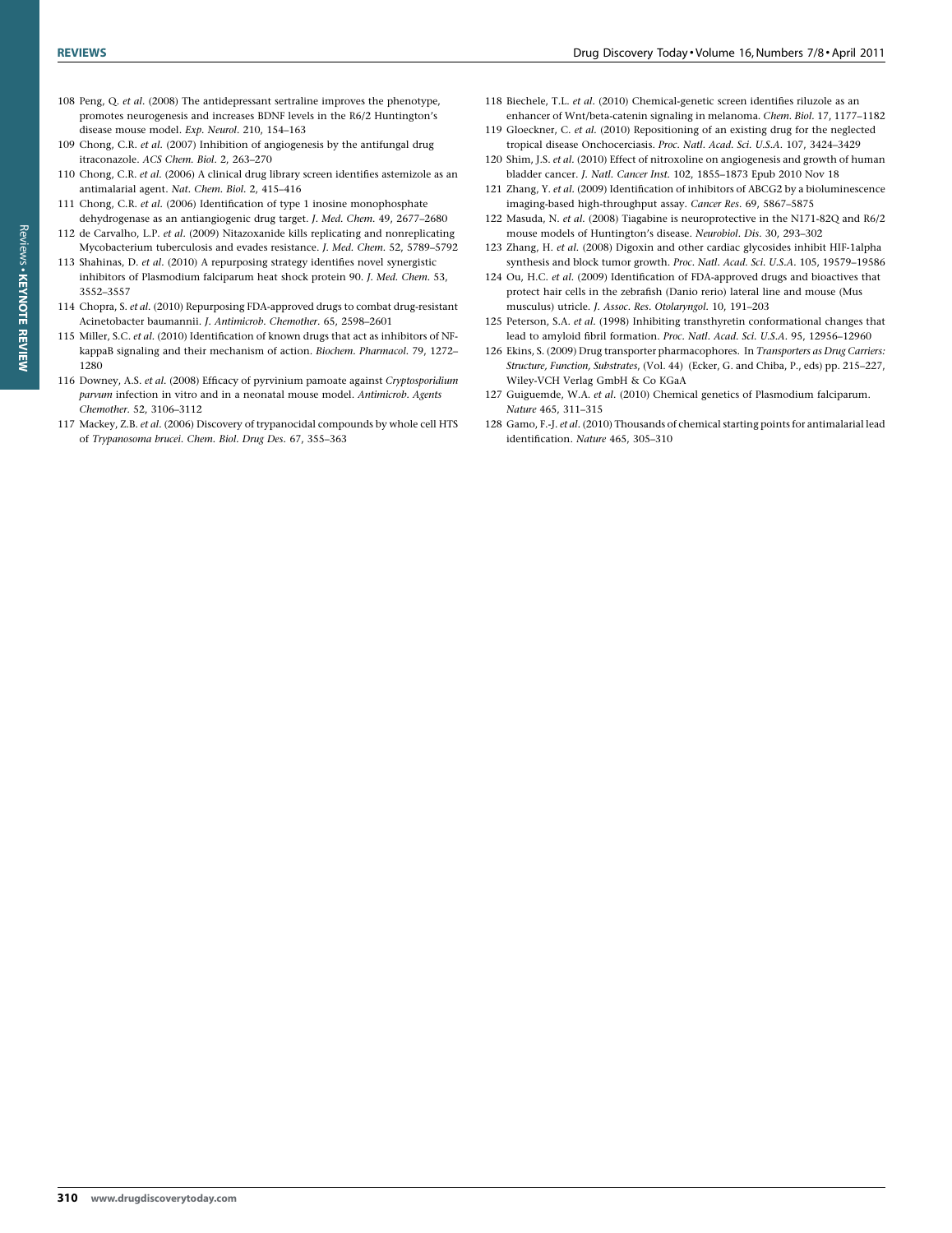108 Peng, Q. *et al*. (2008) The antidepressant sertraline improves the phenotype, promotes neurogenesis and increases BDNF levels in the R6/2 Huntington's disease mouse model. *Exp. Neurol.* 210, 154–163

109 Chong, C.R. *et al*. (2007) Inhibition of angiogenesis by the antifungal drug itraconazole. *ACS Chem. Biol.* 2, 263–270

110 Chong, C.R. *et al*. (2006) A clinical drug library screen identifies astemizole as an antimalarial agent. *Nat. Chem. Biol.* 2, 415–416

111 Chong, C.R. *et al*. (2006) Identification of type 1 inosine monophosphate dehydrogenase as an antiangiogenic drug target. *J. Med. Chem.* 49, 2677–2680

112 de Carvalho, L.P. *et al*. (2009) Nitazoxanide kills replicating and nonreplicating Mycobacterium tuberculosis and evades resistance. *J. Med. Chem.* 52, 5789–5792

113 Shahinas, D. *et al*. (2010) A repurposing strategy identifies novel synergistic inhibitors of Plasmodium falciparum heat shock protein 90. *J. Med. Chem.* 53, 3552–3557

114 Chopra, S. *et al*. (2010) Repurposing FDA-approved drugs to combat drug-resistant Acinetobacter baumannii. *J. Antimicrob. Chemother.* 65, 2598–2601

115 Miller, S.C. *et al*. (2010) Identification of known drugs that act as inhibitors of NF-kappaB signaling and their mechanism of action. *Biochem. Pharmacol.* 79, 1272–1280

116 Downey, A.S. *et al*. (2008) Efficacy of pyrvinium pamoate against *Cryptosporidium parvum* infection in vitro and in a neonatal mouse model. *Antimicrob. Agents Chemother.* 52, 3106–3112

117 Mackey, Z.B. *et al*. (2006) Discovery of trypanocidal compounds by whole cell HTS of *Trypanosoma brucei*. *Chem. Biol. Drug Des.* 67, 355–363

118 Biechele, T.L. *et al*. (2010) Chemical-genetic screen identifies riluzole as an enhancer of Wnt/beta-catenin signaling in melanoma. *Chem. Biol.* 17, 1177–1182

119 Gloeckner, C. *et al*. (2010) Repositioning of an existing drug for the neglected tropical disease Onchocerciasis. *Proc. Natl. Acad. Sci. U.S.A.* 107, 3424–3429

120 Shim, J.S. *et al*. (2010) Effect of nitroxoline on angiogenesis and growth of human bladder cancer. *J. Natl. Cancer Inst.* 102, 1855–1873 Epub 2010 Nov 18

121 Zhang, Y. *et al*. (2009) Identification of inhibitors of ABCG2 by a bioluminescence imaging-based high-throughput assay. *Cancer Res.* 69, 5867–5875

122 Masuda, N. *et al*. (2008) Tiagabine is neuroprotective in the N171-82Q and R6/2 mouse models of Huntington's disease. *Neurobiol. Dis.* 30, 293–302

123 Zhang, H. *et al*. (2008) Digoxin and other cardiac glycosides inhibit HIF-1alpha synthesis and block tumor growth. *Proc. Natl. Acad. Sci. U.S.A.* 105, 19579–19586

124 Ou, H.C. *et al*. (2009) Identification of FDA-approved drugs and bioactives that protect hair cells in the zebrafish (Danio rerio) lateral line and mouse (Mus musculus) utricle. *J. Assoc. Res. Otolaryngol.* 10, 191–203

125 Peterson, S.A. *et al*. (1998) Inhibiting transthyretin conformational changes that lead to amyloid fibril formation. *Proc. Natl. Acad. Sci. U.S.A.* 95, 12956–12960

126 Ekins, S. (2009) Drug transporter pharmacophores. In *Transporters as Drug Carriers: Structure, Function, Substrates*, (Vol. 44) (Ecker, G. and Chiba, P., eds) pp. 215–227, Wiley-VCH Verlag GmbH & Co KGaA

127 Guiguemde, W.A. *et al*. (2010) Chemical genetics of Plasmodium falciparum. *Nature* 465, 311–315

128 Gamo, F.-J. *et al*. (2010) Thousands of chemical starting points for antimalarial lead identification. *Nature* 465, 305–310